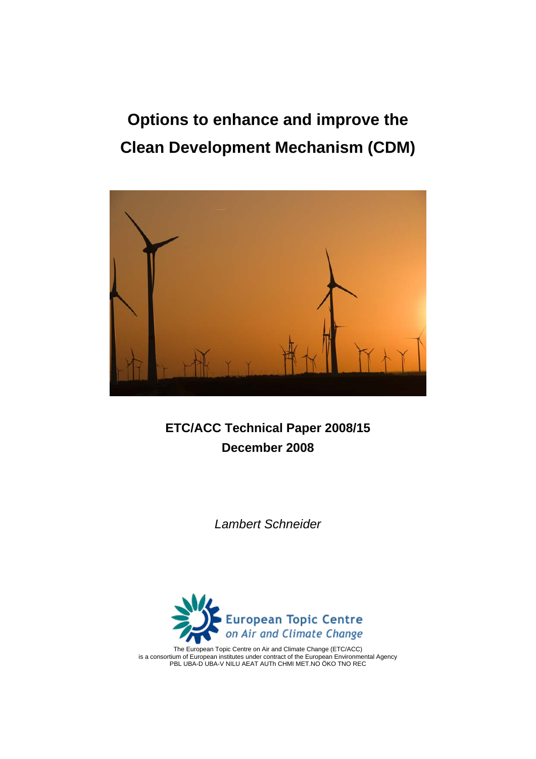# Options to enhance and improve the Clean Development Mechanism (CDM)

**ETC/ACC Technical Paper 2008/15**
**December 2008**

*Lambert Schneider*

European Topic Centre on Air and Climate Change

The European Topic Centre on Air and Climate Change (ETC/ACC) is a consortium of European institutes under contract of the European Environmental Agency
PBL UBA-D UBA-V NILU AEAT AUTh CHMI MET.NO ÖKO TNO REC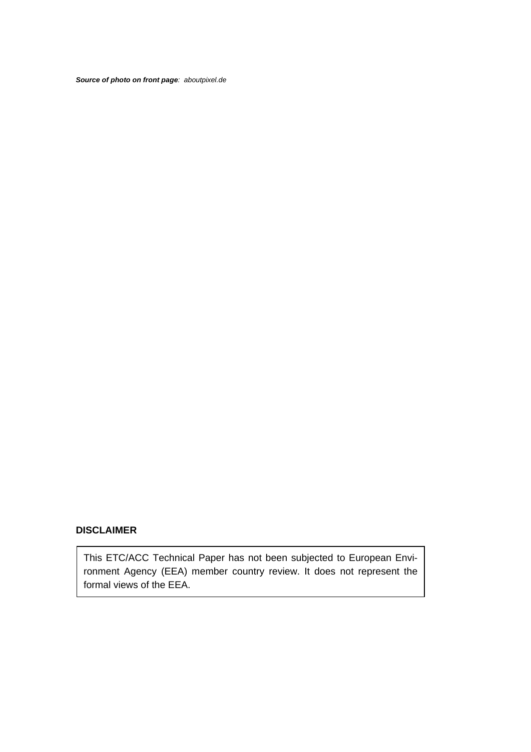***Source of photo on front page**: aboutpixel.de*

**DISCLAIMER**

This ETC/ACC Technical Paper has not been subjected to European Environment Agency (EEA) member country review. It does not represent the formal views of the EEA.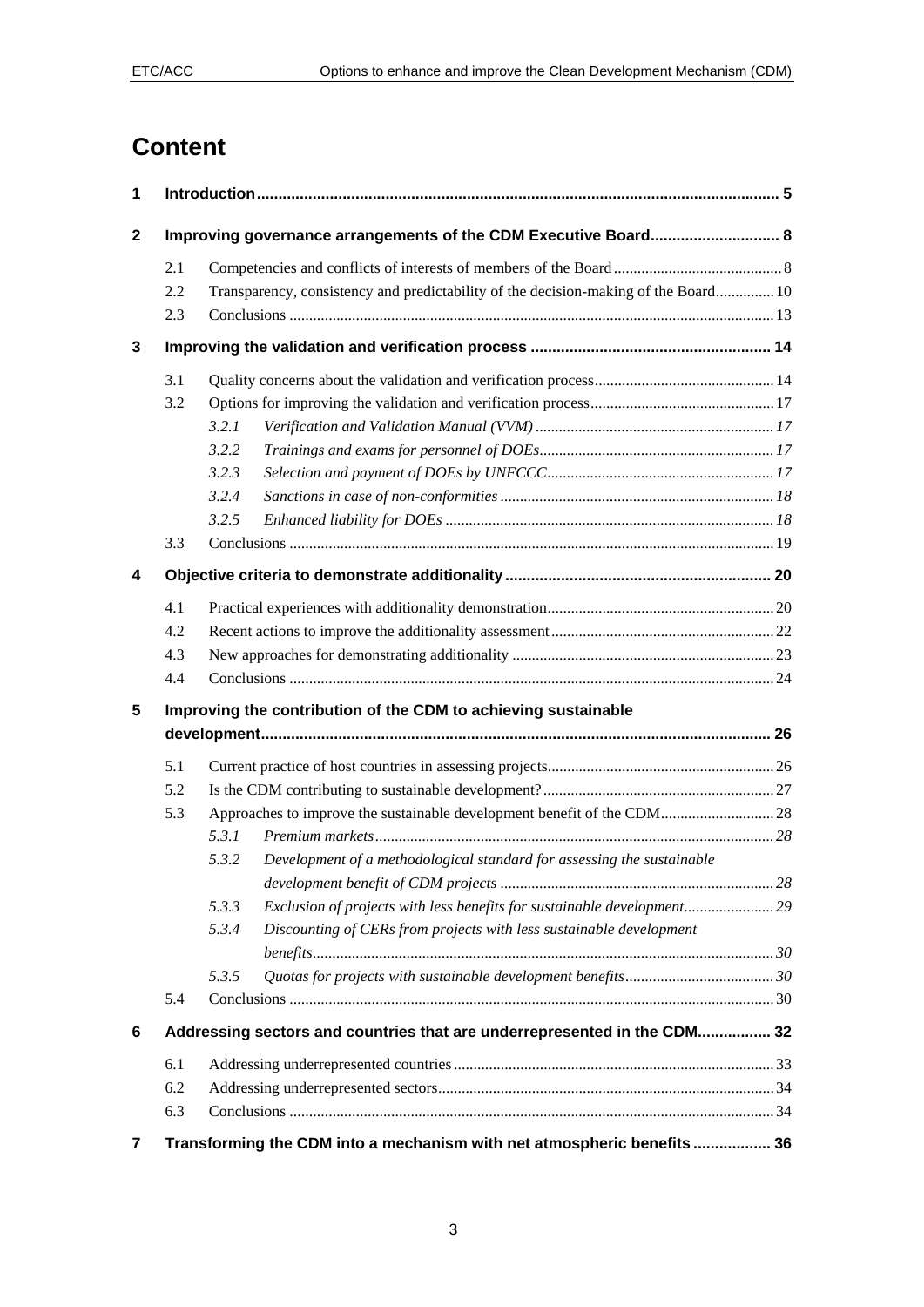# Content

| | | | |
|---|---|---|---|
| **1** | **Introduction** | | **5** |
| **2** | **Improving governance arrangements of the CDM Executive Board** | | **8** |
| | 2.1 | Competencies and conflicts of interests of members of the Board | 8 |
| | 2.2 | Transparency, consistency and predictability of the decision-making of the Board | 10 |
| | 2.3 | Conclusions | 13 |
| **3** | **Improving the validation and verification process** | | **14** |
| | 3.1 | Quality concerns about the validation and verification process | 14 |
| | 3.2 | Options for improving the validation and verification process | 17 |
| | *3.2.1* | *Verification and Validation Manual (VVM)* | *17* |
| | *3.2.2* | *Trainings and exams for personnel of DOEs* | *17* |
| | *3.2.3* | *Selection and payment of DOEs by UNFCCC* | *17* |
| | *3.2.4* | *Sanctions in case of non-conformities* | *18* |
| | *3.2.5* | *Enhanced liability for DOEs* | *18* |
| | 3.3 | Conclusions | 19 |
| **4** | **Objective criteria to demonstrate additionality** | | **20** |
| | 4.1 | Practical experiences with additionality demonstration | 20 |
| | 4.2 | Recent actions to improve the additionality assessment | 22 |
| | 4.3 | New approaches for demonstrating additionality | 23 |
| | 4.4 | Conclusions | 24 |
| **5** | **Improving the contribution of the CDM to achieving sustainable development** | | **26** |
| | 5.1 | Current practice of host countries in assessing projects | 26 |
| | 5.2 | Is the CDM contributing to sustainable development? | 27 |
| | 5.3 | Approaches to improve the sustainable development benefit of the CDM | 28 |
| | *5.3.1* | *Premium markets* | *28* |
| | *5.3.2* | *Development of a methodological standard for assessing the sustainable development benefit of CDM projects* | *28* |
| | *5.3.3* | *Exclusion of projects with less benefits for sustainable development* | *29* |
| | *5.3.4* | *Discounting of CERs from projects with less sustainable development benefits* | *30* |
| | *5.3.5* | *Quotas for projects with sustainable development benefits* | *30* |
| | 5.4 | Conclusions | 30 |
| **6** | **Addressing sectors and countries that are underrepresented in the CDM** | | **32** |
| | 6.1 | Addressing underrepresented countries | 33 |
| | 6.2 | Addressing underrepresented sectors | 34 |
| | 6.3 | Conclusions | 34 |
| **7** | **Transforming the CDM into a mechanism with net atmospheric benefits** | | **36** |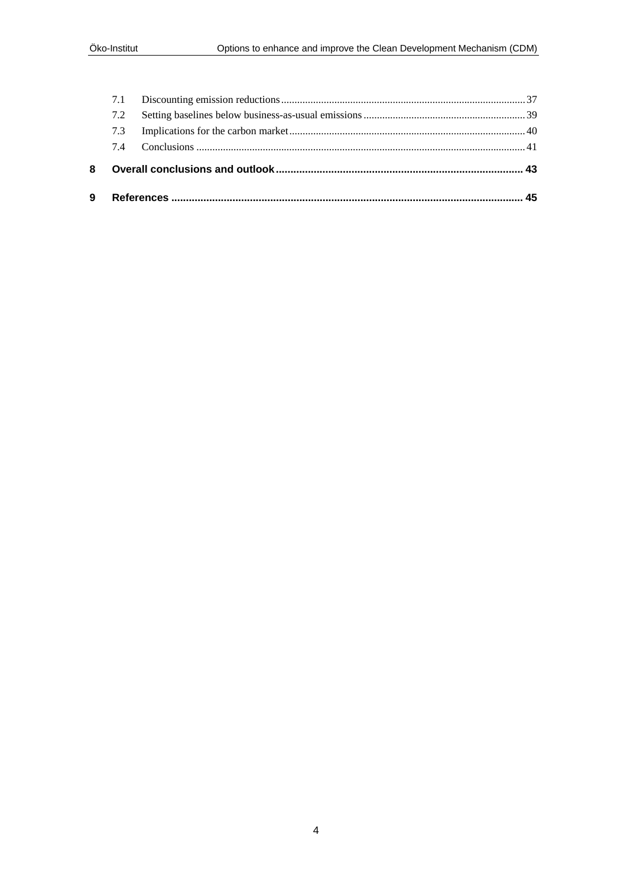7.1 Discounting emission reductions ... 37

7.2 Setting baselines below business-as-usual emissions ... 39

7.3 Implications for the carbon market ... 40

7.4 Conclusions ... 41

**8 Overall conclusions and outlook ... 43**

**9 References ... 45**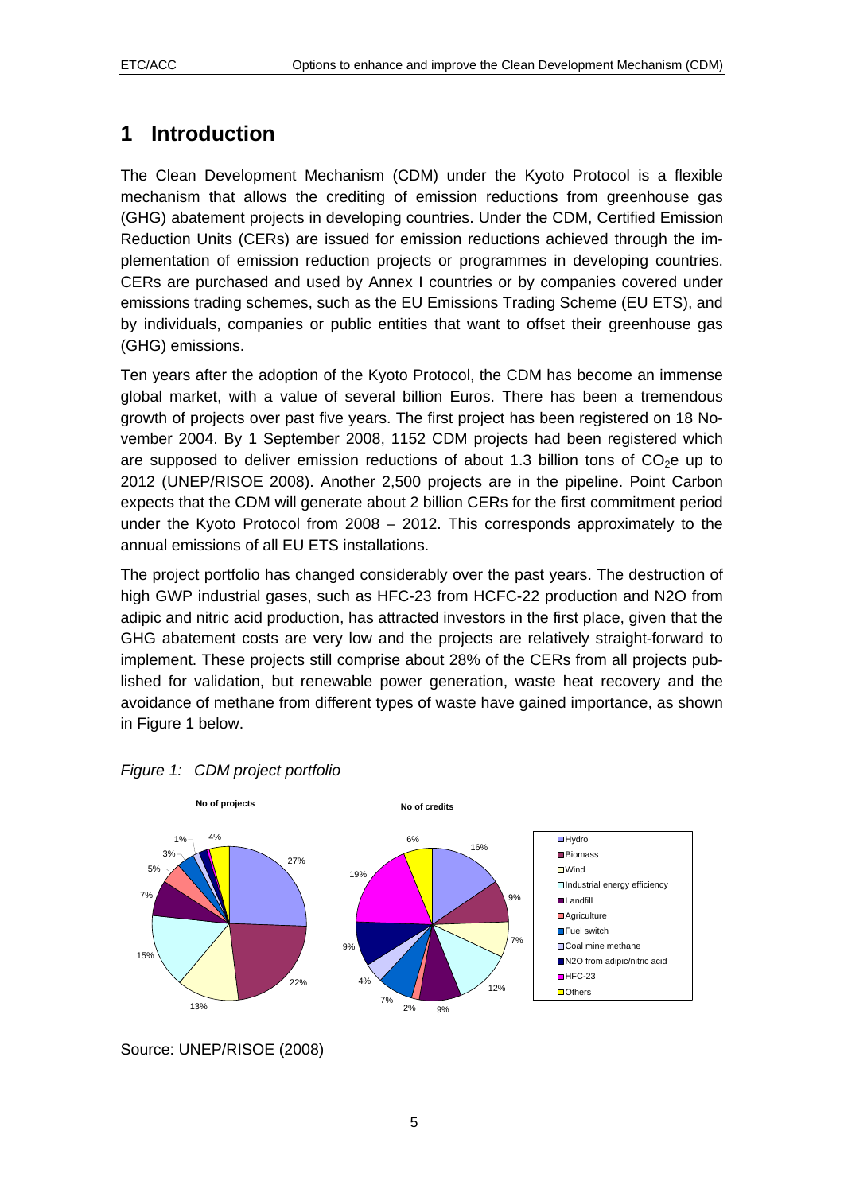# 1 Introduction

The Clean Development Mechanism (CDM) under the Kyoto Protocol is a flexible mechanism that allows the crediting of emission reductions from greenhouse gas (GHG) abatement projects in developing countries. Under the CDM, Certified Emission Reduction Units (CERs) are issued for emission reductions achieved through the implementation of emission reduction projects or programmes in developing countries. CERs are purchased and used by Annex I countries or by companies covered under emissions trading schemes, such as the EU Emissions Trading Scheme (EU ETS), and by individuals, companies or public entities that want to offset their greenhouse gas (GHG) emissions.

Ten years after the adoption of the Kyoto Protocol, the CDM has become an immense global market, with a value of several billion Euros. There has been a tremendous growth of projects over past five years. The first project has been registered on 18 November 2004. By 1 September 2008, 1152 CDM projects had been registered which are supposed to deliver emission reductions of about 1.3 billion tons of $CO_2$e up to 2012 (UNEP/RISOE 2008). Another 2,500 projects are in the pipeline. Point Carbon expects that the CDM will generate about 2 billion CERs for the first commitment period under the Kyoto Protocol from 2008 – 2012. This corresponds approximately to the annual emissions of all EU ETS installations.

The project portfolio has changed considerably over the past years. The destruction of high GWP industrial gases, such as HFC-23 from HCFC-22 production and N2O from adipic and nitric acid production, has attracted investors in the first place, given that the GHG abatement costs are very low and the projects are relatively straight-forward to implement. These projects still comprise about 28% of the CERs from all projects published for validation, but renewable power generation, waste heat recovery and the avoidance of methane from different types of waste have gained importance, as shown in Figure 1 below.

*Figure 1: CDM project portfolio*

| Category | No of projects | No of credits |
|---|---|---|
| Hydro | 27% | 16% |
| Biomass | 22% | 9% |
| Wind | 13% | 7% |
| Industrial energy efficiency | 15% | 12% |
| Landfill | 7% | 9% |
| Agriculture | 5% | 2% |
| Fuel switch | 3% | 7% |
| Coal mine methane | 1% | 4% |
| N2O from adipic/nitric acid |  | 9% |
| HFC-23 |  | 19% |
| Others | 4% | 6% |

Source: UNEP/RISOE (2008)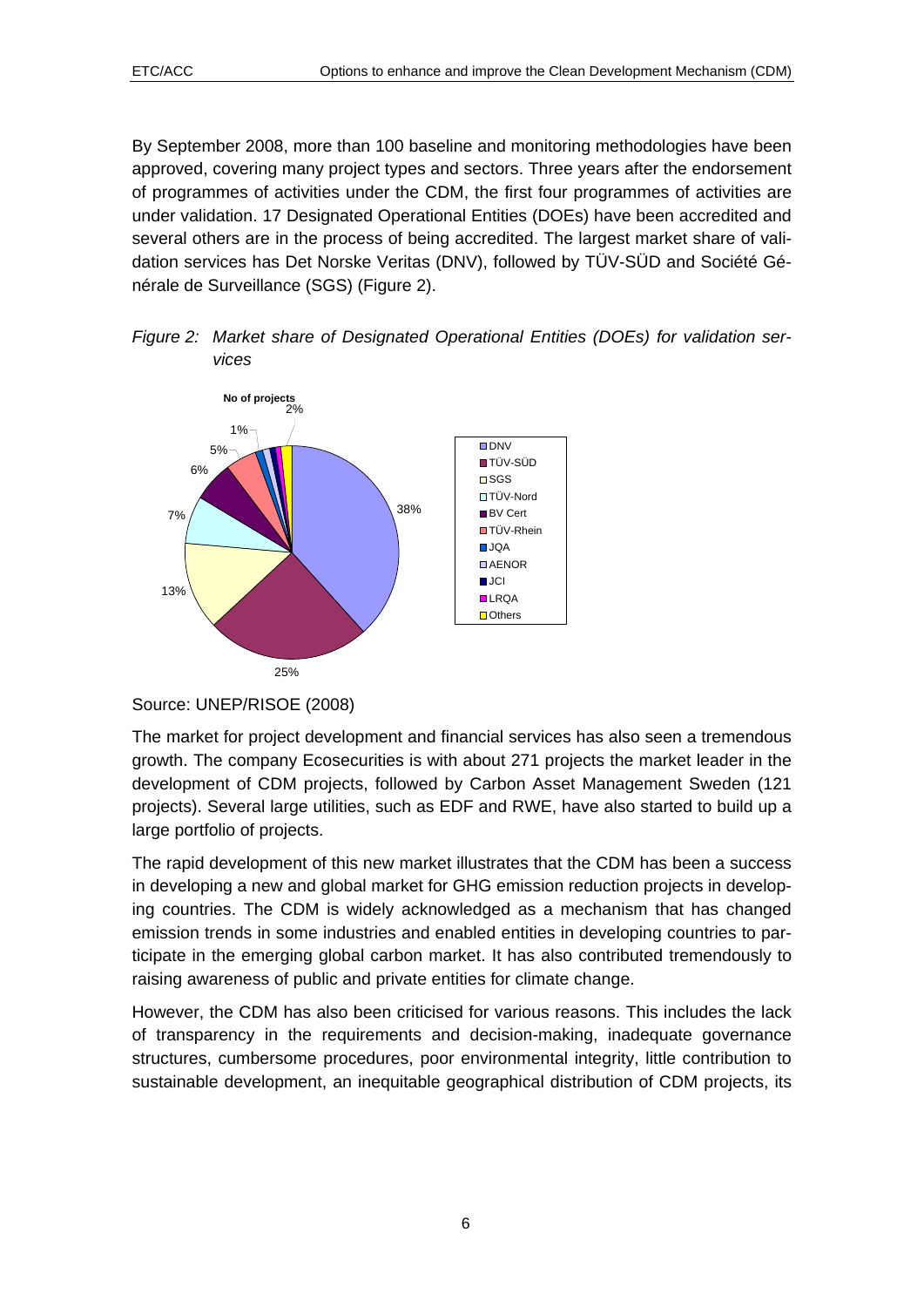By September 2008, more than 100 baseline and monitoring methodologies have been approved, covering many project types and sectors. Three years after the endorsement of programmes of activities under the CDM, the first four programmes of activities are under validation. 17 Designated Operational Entities (DOEs) have been accredited and several others are in the process of being accredited. The largest market share of validation services has Det Norske Veritas (DNV), followed by TÜV-SÜD and Société Générale de Surveillance (SGS) (Figure 2).

*Figure 2: Market share of Designated Operational Entities (DOEs) for validation services*

Source: UNEP/RISOE (2008)

The market for project development and financial services has also seen a tremendous growth. The company Ecosecurities is with about 271 projects the market leader in the development of CDM projects, followed by Carbon Asset Management Sweden (121 projects). Several large utilities, such as EDF and RWE, have also started to build up a large portfolio of projects.

The rapid development of this new market illustrates that the CDM has been a success in developing a new and global market for GHG emission reduction projects in developing countries. The CDM is widely acknowledged as a mechanism that has changed emission trends in some industries and enabled entities in developing countries to participate in the emerging global carbon market. It has also contributed tremendously to raising awareness of public and private entities for climate change.

However, the CDM has also been criticised for various reasons. This includes the lack of transparency in the requirements and decision-making, inadequate governance structures, cumbersome procedures, poor environmental integrity, little contribution to sustainable development, an inequitable geographical distribution of CDM projects, its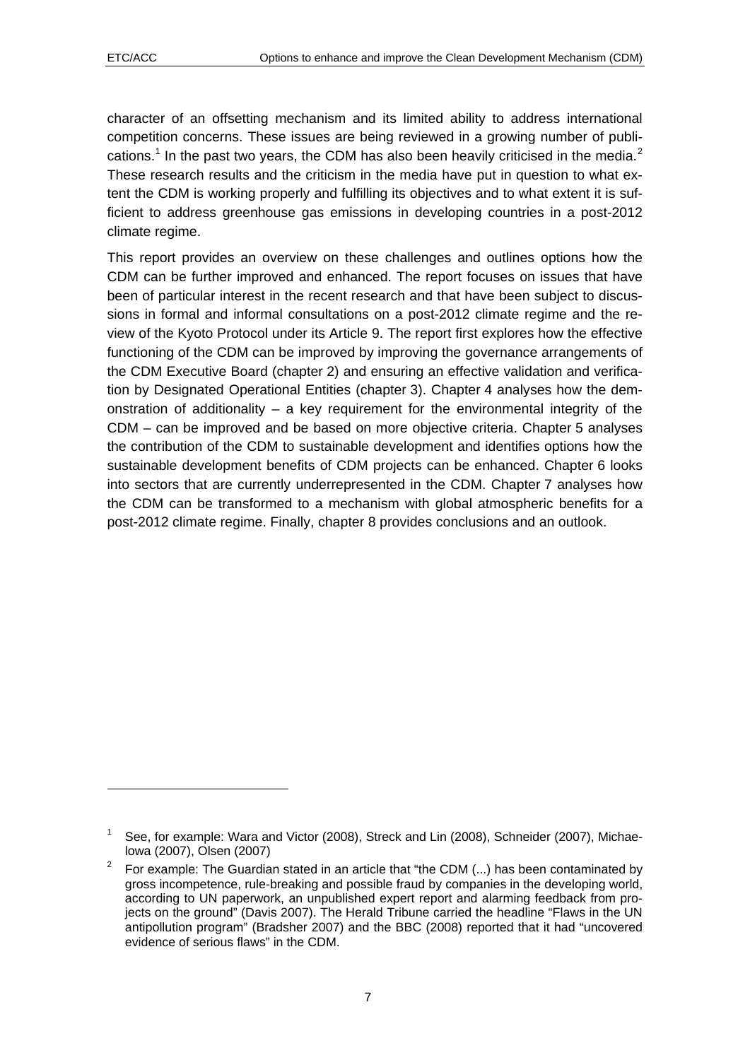character of an offsetting mechanism and its limited ability to address international competition concerns. These issues are being reviewed in a growing number of publications.[1] In the past two years, the CDM has also been heavily criticised in the media.[2] These research results and the criticism in the media have put in question to what extent the CDM is working properly and fulfilling its objectives and to what extent it is sufficient to address greenhouse gas emissions in developing countries in a post-2012 climate regime.

This report provides an overview on these challenges and outlines options how the CDM can be further improved and enhanced. The report focuses on issues that have been of particular interest in the recent research and that have been subject to discussions in formal and informal consultations on a post-2012 climate regime and the review of the Kyoto Protocol under its Article 9. The report first explores how the effective functioning of the CDM can be improved by improving the governance arrangements of the CDM Executive Board (chapter 2) and ensuring an effective validation and verification by Designated Operational Entities (chapter 3). Chapter 4 analyses how the demonstration of additionality – a key requirement for the environmental integrity of the CDM – can be improved and be based on more objective criteria. Chapter 5 analyses the contribution of the CDM to sustainable development and identifies options how the sustainable development benefits of CDM projects can be enhanced. Chapter 6 looks into sectors that are currently underrepresented in the CDM. Chapter 7 analyses how the CDM can be transformed to a mechanism with global atmospheric benefits for a post-2012 climate regime. Finally, chapter 8 provides conclusions and an outlook.

---

[1] See, for example: Wara and Victor (2008), Streck and Lin (2008), Schneider (2007), Michaelowa (2007), Olsen (2007)

[2] For example: The Guardian stated in an article that "the CDM (...) has been contaminated by gross incompetence, rule-breaking and possible fraud by companies in the developing world, according to UN paperwork, an unpublished expert report and alarming feedback from projects on the ground" (Davis 2007). The Herald Tribune carried the headline "Flaws in the UN antipollution program" (Bradsher 2007) and the BBC (2008) reported that it had "uncovered evidence of serious flaws" in the CDM.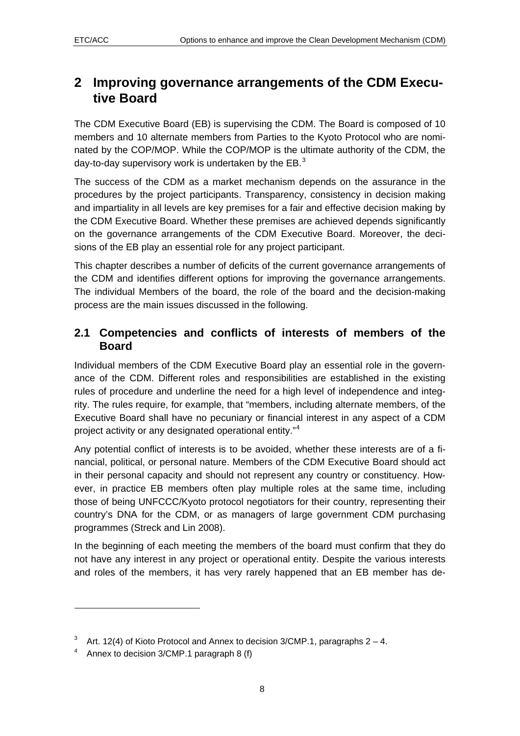# 2 Improving governance arrangements of the CDM Executive Board

The CDM Executive Board (EB) is supervising the CDM. The Board is composed of 10 members and 10 alternate members from Parties to the Kyoto Protocol who are nominated by the COP/MOP. While the COP/MOP is the ultimate authority of the CDM, the day-to-day supervisory work is undertaken by the EB.[3]

The success of the CDM as a market mechanism depends on the assurance in the procedures by the project participants. Transparency, consistency in decision making and impartiality in all levels are key premises for a fair and effective decision making by the CDM Executive Board. Whether these premises are achieved depends significantly on the governance arrangements of the CDM Executive Board. Moreover, the decisions of the EB play an essential role for any project participant.

This chapter describes a number of deficits of the current governance arrangements of the CDM and identifies different options for improving the governance arrangements. The individual Members of the board, the role of the board and the decision-making process are the main issues discussed in the following.

## 2.1 Competencies and conflicts of interests of members of the Board

Individual members of the CDM Executive Board play an essential role in the governance of the CDM. Different roles and responsibilities are established in the existing rules of procedure and underline the need for a high level of independence and integrity. The rules require, for example, that "members, including alternate members, of the Executive Board shall have no pecuniary or financial interest in any aspect of a CDM project activity or any designated operational entity."[4]

Any potential conflict of interests is to be avoided, whether these interests are of a financial, political, or personal nature. Members of the CDM Executive Board should act in their personal capacity and should not represent any country or constituency. However, in practice EB members often play multiple roles at the same time, including those of being UNFCCC/Kyoto protocol negotiators for their country, representing their country's DNA for the CDM, or as managers of large government CDM purchasing programmes (Streck and Lin 2008).

In the beginning of each meeting the members of the board must confirm that they do not have any interest in any project or operational entity. Despite the various interests and roles of the members, it has very rarely happened that an EB member has de-

---

[3] Art. 12(4) of Kioto Protocol and Annex to decision 3/CMP.1, paragraphs 2 – 4.

[4] Annex to decision 3/CMP.1 paragraph 8 (f)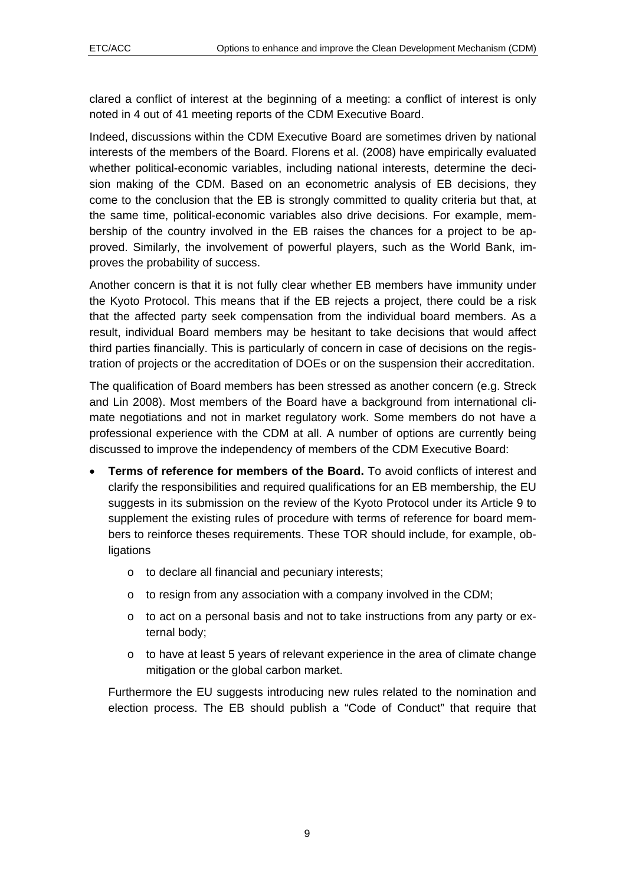clared a conflict of interest at the beginning of a meeting: a conflict of interest is only noted in 4 out of 41 meeting reports of the CDM Executive Board.

Indeed, discussions within the CDM Executive Board are sometimes driven by national interests of the members of the Board. Florens et al. (2008) have empirically evaluated whether political-economic variables, including national interests, determine the decision making of the CDM. Based on an econometric analysis of EB decisions, they come to the conclusion that the EB is strongly committed to quality criteria but that, at the same time, political-economic variables also drive decisions. For example, membership of the country involved in the EB raises the chances for a project to be approved. Similarly, the involvement of powerful players, such as the World Bank, improves the probability of success.

Another concern is that it is not fully clear whether EB members have immunity under the Kyoto Protocol. This means that if the EB rejects a project, there could be a risk that the affected party seek compensation from the individual board members. As a result, individual Board members may be hesitant to take decisions that would affect third parties financially. This is particularly of concern in case of decisions on the registration of projects or the accreditation of DOEs or on the suspension their accreditation.

The qualification of Board members has been stressed as another concern (e.g. Streck and Lin 2008). Most members of the Board have a background from international climate negotiations and not in market regulatory work. Some members do not have a professional experience with the CDM at all. A number of options are currently being discussed to improve the independency of members of the CDM Executive Board:

- **Terms of reference for members of the Board.** To avoid conflicts of interest and clarify the responsibilities and required qualifications for an EB membership, the EU suggests in its submission on the review of the Kyoto Protocol under its Article 9 to supplement the existing rules of procedure with terms of reference for board members to reinforce theses requirements. These TOR should include, for example, obligations
    - to declare all financial and pecuniary interests;
    - to resign from any association with a company involved in the CDM;
    - to act on a personal basis and not to take instructions from any party or external body;
    - to have at least 5 years of relevant experience in the area of climate change mitigation or the global carbon market.

  Furthermore the EU suggests introducing new rules related to the nomination and election process. The EB should publish a "Code of Conduct" that require that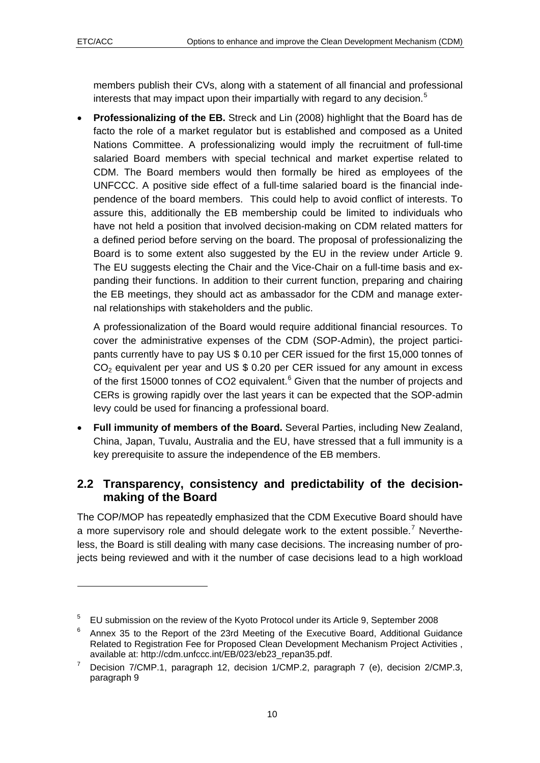members publish their CVs, along with a statement of all financial and professional interests that may impact upon their impartially with regard to any decision.[5]

- **Professionalizing of the EB.** Streck and Lin (2008) highlight that the Board has de facto the role of a market regulator but is established and composed as a United Nations Committee. A professionalizing would imply the recruitment of full-time salaried Board members with special technical and market expertise related to CDM. The Board members would then formally be hired as employees of the UNFCCC. A positive side effect of a full-time salaried board is the financial independence of the board members. This could help to avoid conflict of interests. To assure this, additionally the EB membership could be limited to individuals who have not held a position that involved decision-making on CDM related matters for a defined period before serving on the board. The proposal of professionalizing the Board is to some extent also suggested by the EU in the review under Article 9. The EU suggests electing the Chair and the Vice-Chair on a full-time basis and expanding their functions. In addition to their current function, preparing and chairing the EB meetings, they should act as ambassador for the CDM and manage external relationships with stakeholders and the public.

  A professionalization of the Board would require additional financial resources. To cover the administrative expenses of the CDM (SOP-Admin), the project participants currently have to pay US \$ 0.10 per CER issued for the first 15,000 tonnes of $CO_2$ equivalent per year and US \$ 0.20 per CER issued for any amount in excess of the first 15000 tonnes of CO2 equivalent.[6] Given that the number of projects and CERs is growing rapidly over the last years it can be expected that the SOP-admin levy could be used for financing a professional board.

- **Full immunity of members of the Board.** Several Parties, including New Zealand, China, Japan, Tuvalu, Australia and the EU, have stressed that a full immunity is a key prerequisite to assure the independence of the EB members.

## 2.2 Transparency, consistency and predictability of the decision-making of the Board

The COP/MOP has repeatedly emphasized that the CDM Executive Board should have a more supervisory role and should delegate work to the extent possible.[7] Nevertheless, the Board is still dealing with many case decisions. The increasing number of projects being reviewed and with it the number of case decisions lead to a high workload

---

[5] EU submission on the review of the Kyoto Protocol under its Article 9, September 2008

[6] Annex 35 to the Report of the 23rd Meeting of the Executive Board, Additional Guidance Related to Registration Fee for Proposed Clean Development Mechanism Project Activities , available at: http://cdm.unfccc.int/EB/023/eb23_repan35.pdf.

[7] Decision 7/CMP.1, paragraph 12, decision 1/CMP.2, paragraph 7 (e), decision 2/CMP.3, paragraph 9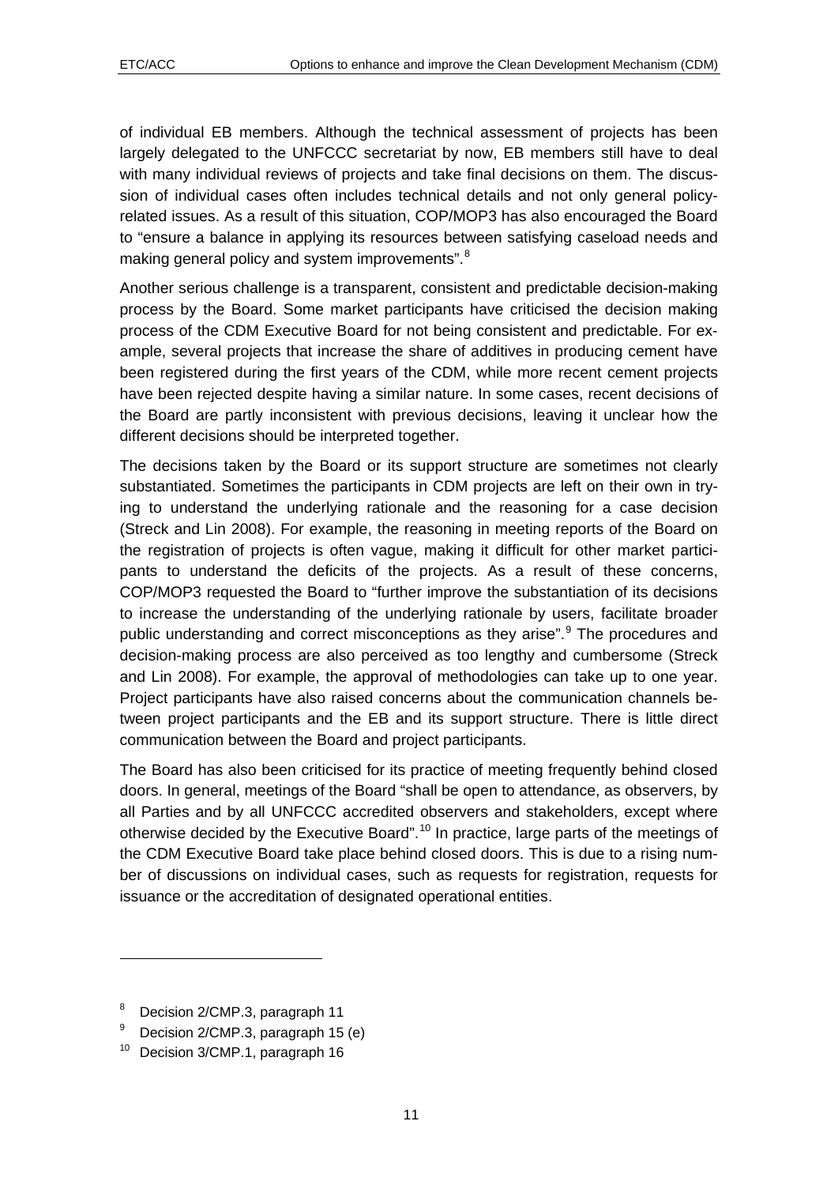of individual EB members. Although the technical assessment of projects has been largely delegated to the UNFCCC secretariat by now, EB members still have to deal with many individual reviews of projects and take final decisions on them. The discussion of individual cases often includes technical details and not only general policy-related issues. As a result of this situation, COP/MOP3 has also encouraged the Board to "ensure a balance in applying its resources between satisfying caseload needs and making general policy and system improvements".[8]

Another serious challenge is a transparent, consistent and predictable decision-making process by the Board. Some market participants have criticised the decision making process of the CDM Executive Board for not being consistent and predictable. For example, several projects that increase the share of additives in producing cement have been registered during the first years of the CDM, while more recent cement projects have been rejected despite having a similar nature. In some cases, recent decisions of the Board are partly inconsistent with previous decisions, leaving it unclear how the different decisions should be interpreted together.

The decisions taken by the Board or its support structure are sometimes not clearly substantiated. Sometimes the participants in CDM projects are left on their own in trying to understand the underlying rationale and the reasoning for a case decision (Streck and Lin 2008). For example, the reasoning in meeting reports of the Board on the registration of projects is often vague, making it difficult for other market participants to understand the deficits of the projects. As a result of these concerns, COP/MOP3 requested the Board to "further improve the substantiation of its decisions to increase the understanding of the underlying rationale by users, facilitate broader public understanding and correct misconceptions as they arise".[9] The procedures and decision-making process are also perceived as too lengthy and cumbersome (Streck and Lin 2008). For example, the approval of methodologies can take up to one year. Project participants have also raised concerns about the communication channels between project participants and the EB and its support structure. There is little direct communication between the Board and project participants.

The Board has also been criticised for its practice of meeting frequently behind closed doors. In general, meetings of the Board "shall be open to attendance, as observers, by all Parties and by all UNFCCC accredited observers and stakeholders, except where otherwise decided by the Executive Board".[10] In practice, large parts of the meetings of the CDM Executive Board take place behind closed doors. This is due to a rising number of discussions on individual cases, such as requests for registration, requests for issuance or the accreditation of designated operational entities.

---

[8] Decision 2/CMP.3, paragraph 11

[9] Decision 2/CMP.3, paragraph 15 (e)

[10] Decision 3/CMP.1, paragraph 16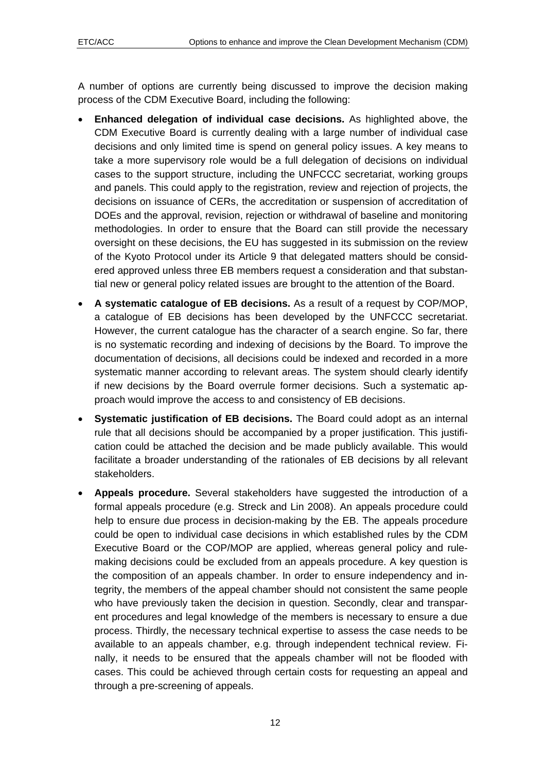A number of options are currently being discussed to improve the decision making process of the CDM Executive Board, including the following:

- **Enhanced delegation of individual case decisions.** As highlighted above, the CDM Executive Board is currently dealing with a large number of individual case decisions and only limited time is spend on general policy issues. A key means to take a more supervisory role would be a full delegation of decisions on individual cases to the support structure, including the UNFCCC secretariat, working groups and panels. This could apply to the registration, review and rejection of projects, the decisions on issuance of CERs, the accreditation or suspension of accreditation of DOEs and the approval, revision, rejection or withdrawal of baseline and monitoring methodologies. In order to ensure that the Board can still provide the necessary oversight on these decisions, the EU has suggested in its submission on the review of the Kyoto Protocol under its Article 9 that delegated matters should be considered approved unless three EB members request a consideration and that substantial new or general policy related issues are brought to the attention of the Board.
- **A systematic catalogue of EB decisions.** As a result of a request by COP/MOP, a catalogue of EB decisions has been developed by the UNFCCC secretariat. However, the current catalogue has the character of a search engine. So far, there is no systematic recording and indexing of decisions by the Board. To improve the documentation of decisions, all decisions could be indexed and recorded in a more systematic manner according to relevant areas. The system should clearly identify if new decisions by the Board overrule former decisions. Such a systematic approach would improve the access to and consistency of EB decisions.
- **Systematic justification of EB decisions.** The Board could adopt as an internal rule that all decisions should be accompanied by a proper justification. This justification could be attached the decision and be made publicly available. This would facilitate a broader understanding of the rationales of EB decisions by all relevant stakeholders.
- **Appeals procedure.** Several stakeholders have suggested the introduction of a formal appeals procedure (e.g. Streck and Lin 2008). An appeals procedure could help to ensure due process in decision-making by the EB. The appeals procedure could be open to individual case decisions in which established rules by the CDM Executive Board or the COP/MOP are applied, whereas general policy and rule-making decisions could be excluded from an appeals procedure. A key question is the composition of an appeals chamber. In order to ensure independency and integrity, the members of the appeal chamber should not consistent the same people who have previously taken the decision in question. Secondly, clear and transparent procedures and legal knowledge of the members is necessary to ensure a due process. Thirdly, the necessary technical expertise to assess the case needs to be available to an appeals chamber, e.g. through independent technical review. Finally, it needs to be ensured that the appeals chamber will not be flooded with cases. This could be achieved through certain costs for requesting an appeal and through a pre-screening of appeals.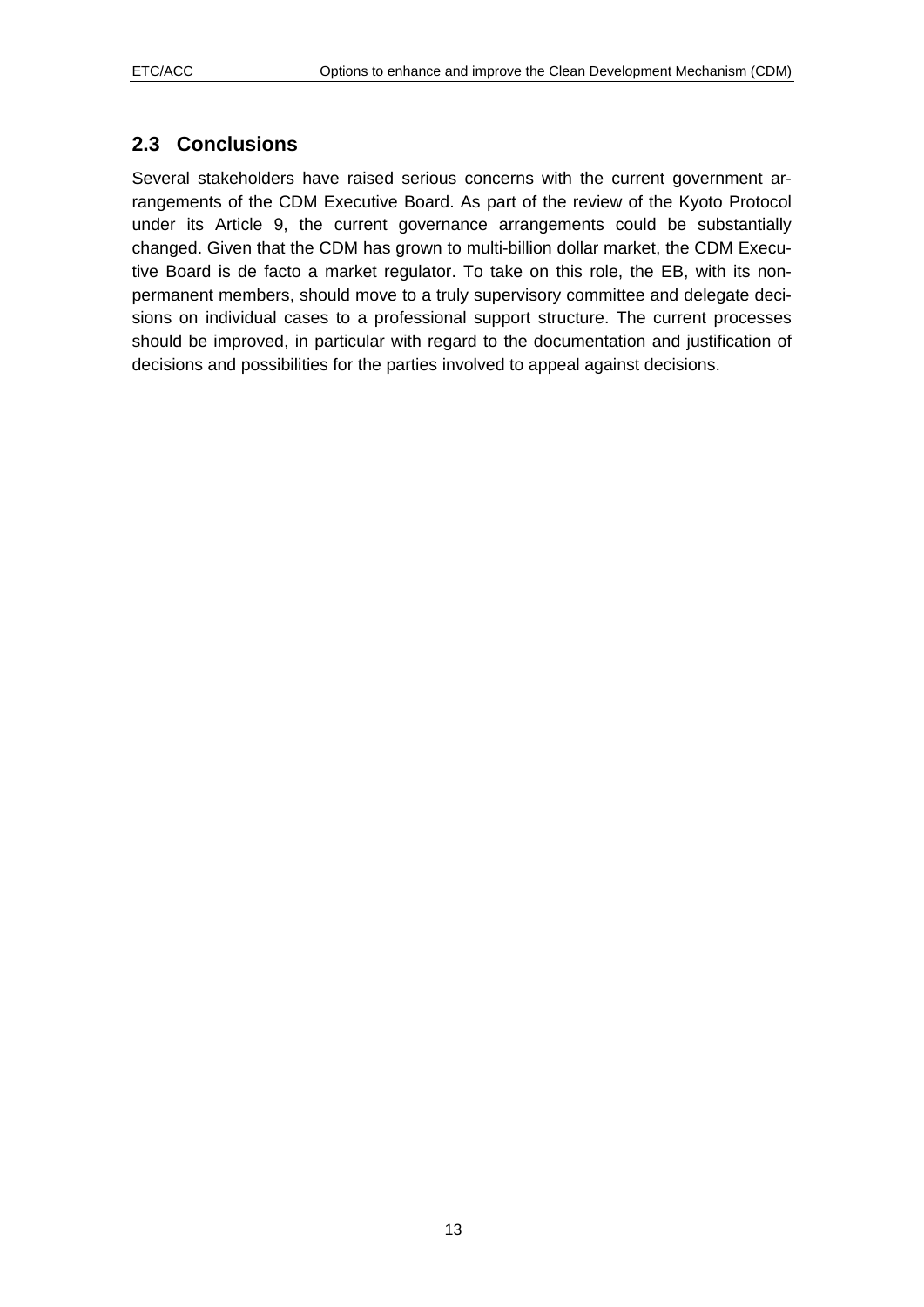## 2.3 Conclusions

Several stakeholders have raised serious concerns with the current government arrangements of the CDM Executive Board. As part of the review of the Kyoto Protocol under its Article 9, the current governance arrangements could be substantially changed. Given that the CDM has grown to multi-billion dollar market, the CDM Executive Board is de facto a market regulator. To take on this role, the EB, with its non-permanent members, should move to a truly supervisory committee and delegate decisions on individual cases to a professional support structure. The current processes should be improved, in particular with regard to the documentation and justification of decisions and possibilities for the parties involved to appeal against decisions.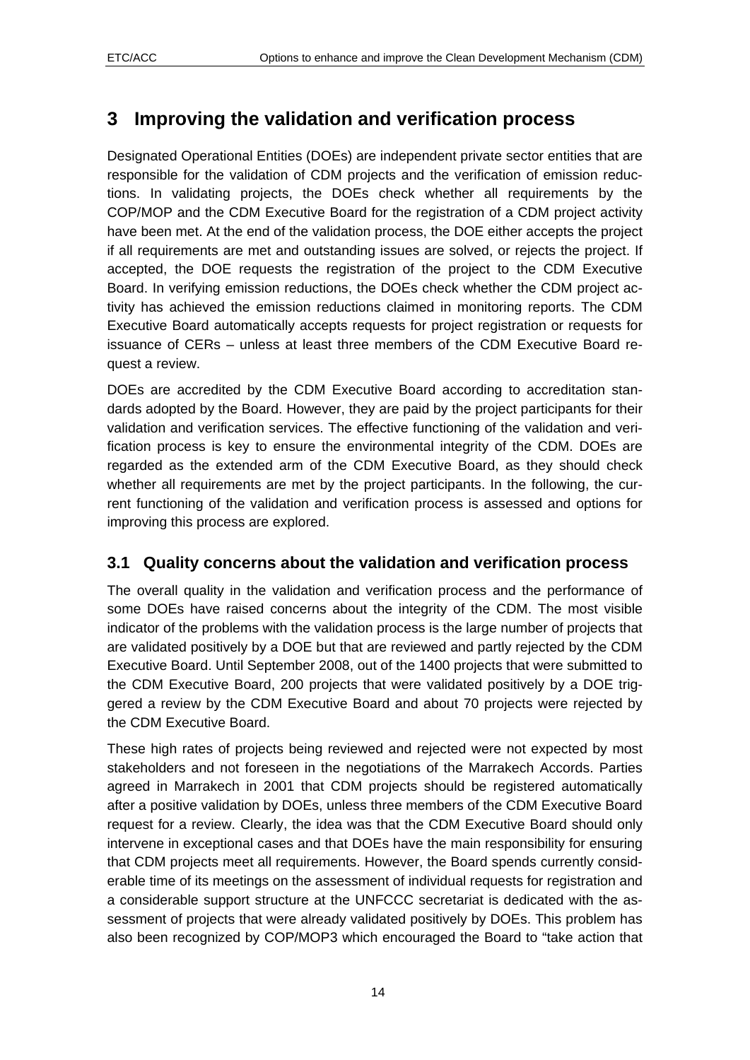# 3 Improving the validation and verification process

Designated Operational Entities (DOEs) are independent private sector entities that are responsible for the validation of CDM projects and the verification of emission reductions. In validating projects, the DOEs check whether all requirements by the COP/MOP and the CDM Executive Board for the registration of a CDM project activity have been met. At the end of the validation process, the DOE either accepts the project if all requirements are met and outstanding issues are solved, or rejects the project. If accepted, the DOE requests the registration of the project to the CDM Executive Board. In verifying emission reductions, the DOEs check whether the CDM project activity has achieved the emission reductions claimed in monitoring reports. The CDM Executive Board automatically accepts requests for project registration or requests for issuance of CERs – unless at least three members of the CDM Executive Board request a review.

DOEs are accredited by the CDM Executive Board according to accreditation standards adopted by the Board. However, they are paid by the project participants for their validation and verification services. The effective functioning of the validation and verification process is key to ensure the environmental integrity of the CDM. DOEs are regarded as the extended arm of the CDM Executive Board, as they should check whether all requirements are met by the project participants. In the following, the current functioning of the validation and verification process is assessed and options for improving this process are explored.

## 3.1 Quality concerns about the validation and verification process

The overall quality in the validation and verification process and the performance of some DOEs have raised concerns about the integrity of the CDM. The most visible indicator of the problems with the validation process is the large number of projects that are validated positively by a DOE but that are reviewed and partly rejected by the CDM Executive Board. Until September 2008, out of the 1400 projects that were submitted to the CDM Executive Board, 200 projects that were validated positively by a DOE triggered a review by the CDM Executive Board and about 70 projects were rejected by the CDM Executive Board.

These high rates of projects being reviewed and rejected were not expected by most stakeholders and not foreseen in the negotiations of the Marrakech Accords. Parties agreed in Marrakech in 2001 that CDM projects should be registered automatically after a positive validation by DOEs, unless three members of the CDM Executive Board request for a review. Clearly, the idea was that the CDM Executive Board should only intervene in exceptional cases and that DOEs have the main responsibility for ensuring that CDM projects meet all requirements. However, the Board spends currently considerable time of its meetings on the assessment of individual requests for registration and a considerable support structure at the UNFCCC secretariat is dedicated with the assessment of projects that were already validated positively by DOEs. This problem has also been recognized by COP/MOP3 which encouraged the Board to "take action that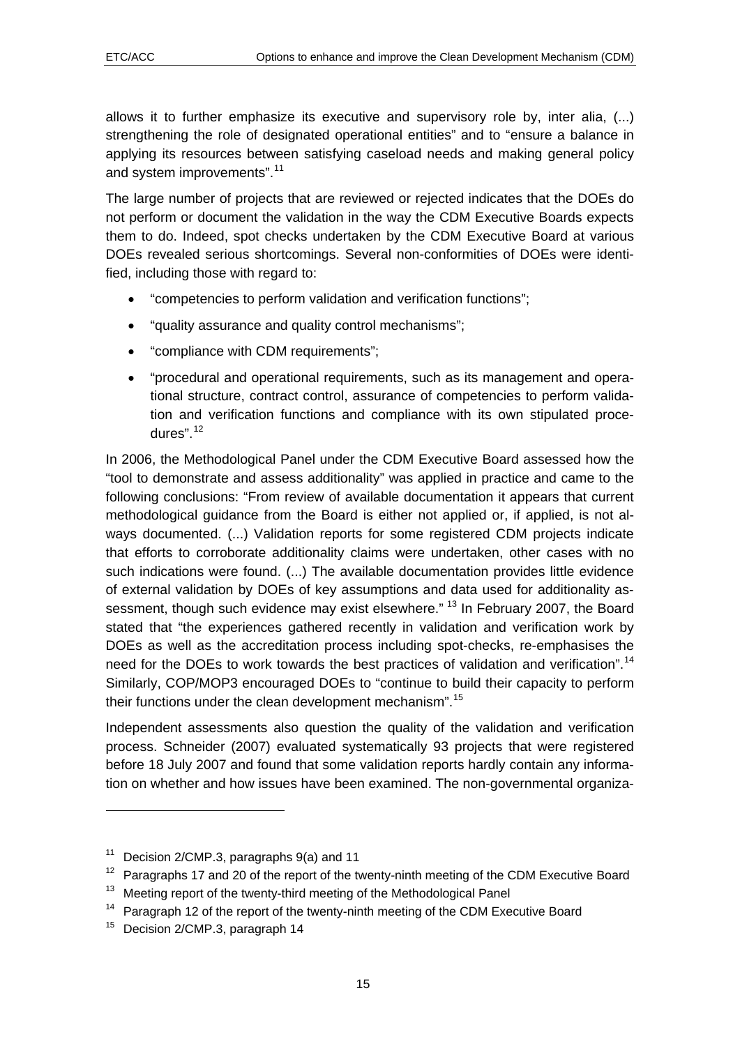allows it to further emphasize its executive and supervisory role by, inter alia, (...) strengthening the role of designated operational entities" and to "ensure a balance in applying its resources between satisfying caseload needs and making general policy and system improvements".[11]

The large number of projects that are reviewed or rejected indicates that the DOEs do not perform or document the validation in the way the CDM Executive Boards expects them to do. Indeed, spot checks undertaken by the CDM Executive Board at various DOEs revealed serious shortcomings. Several non-conformities of DOEs were identified, including those with regard to:

- "competencies to perform validation and verification functions";
- "quality assurance and quality control mechanisms";
- "compliance with CDM requirements";
- "procedural and operational requirements, such as its management and operational structure, contract control, assurance of competencies to perform validation and verification functions and compliance with its own stipulated procedures".[12]

In 2006, the Methodological Panel under the CDM Executive Board assessed how the "tool to demonstrate and assess additionality" was applied in practice and came to the following conclusions: "From review of available documentation it appears that current methodological guidance from the Board is either not applied or, if applied, is not always documented. (...) Validation reports for some registered CDM projects indicate that efforts to corroborate additionality claims were undertaken, other cases with no such indications were found. (...) The available documentation provides little evidence of external validation by DOEs of key assumptions and data used for additionality assessment, though such evidence may exist elsewhere." [13] In February 2007, the Board stated that "the experiences gathered recently in validation and verification work by DOEs as well as the accreditation process including spot-checks, re-emphasises the need for the DOEs to work towards the best practices of validation and verification".[14] Similarly, COP/MOP3 encouraged DOEs to "continue to build their capacity to perform their functions under the clean development mechanism".[15]

Independent assessments also question the quality of the validation and verification process. Schneider (2007) evaluated systematically 93 projects that were registered before 18 July 2007 and found that some validation reports hardly contain any information on whether and how issues have been examined. The non-governmental organiza-

---

[11] Decision 2/CMP.3, paragraphs 9(a) and 11

[12] Paragraphs 17 and 20 of the report of the twenty-ninth meeting of the CDM Executive Board

[13] Meeting report of the twenty-third meeting of the Methodological Panel

[14] Paragraph 12 of the report of the twenty-ninth meeting of the CDM Executive Board

[15] Decision 2/CMP.3, paragraph 14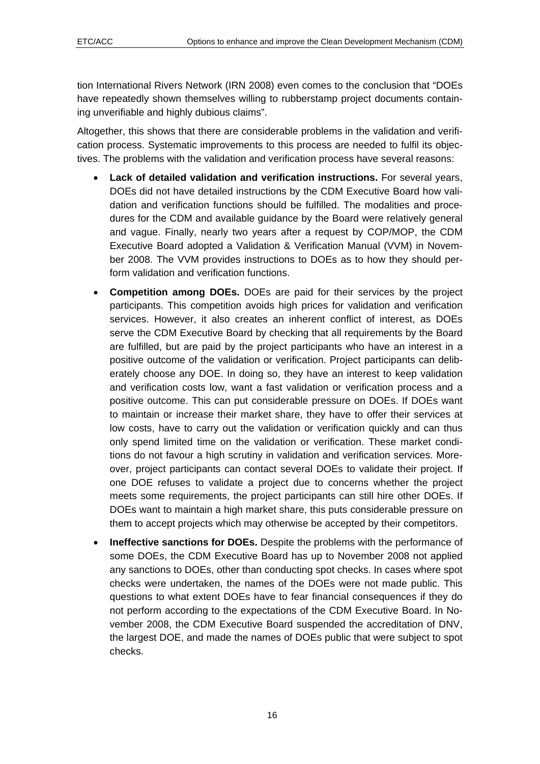tion International Rivers Network (IRN 2008) even comes to the conclusion that "DOEs have repeatedly shown themselves willing to rubberstamp project documents containing unverifiable and highly dubious claims".

Altogether, this shows that there are considerable problems in the validation and verification process. Systematic improvements to this process are needed to fulfil its objectives. The problems with the validation and verification process have several reasons:

- **Lack of detailed validation and verification instructions.** For several years, DOEs did not have detailed instructions by the CDM Executive Board how validation and verification functions should be fulfilled. The modalities and procedures for the CDM and available guidance by the Board were relatively general and vague. Finally, nearly two years after a request by COP/MOP, the CDM Executive Board adopted a Validation & Verification Manual (VVM) in November 2008. The VVM provides instructions to DOEs as to how they should perform validation and verification functions.
- **Competition among DOEs.** DOEs are paid for their services by the project participants. This competition avoids high prices for validation and verification services. However, it also creates an inherent conflict of interest, as DOEs serve the CDM Executive Board by checking that all requirements by the Board are fulfilled, but are paid by the project participants who have an interest in a positive outcome of the validation or verification. Project participants can deliberately choose any DOE. In doing so, they have an interest to keep validation and verification costs low, want a fast validation or verification process and a positive outcome. This can put considerable pressure on DOEs. If DOEs want to maintain or increase their market share, they have to offer their services at low costs, have to carry out the validation or verification quickly and can thus only spend limited time on the validation or verification. These market conditions do not favour a high scrutiny in validation and verification services. Moreover, project participants can contact several DOEs to validate their project. If one DOE refuses to validate a project due to concerns whether the project meets some requirements, the project participants can still hire other DOEs. If DOEs want to maintain a high market share, this puts considerable pressure on them to accept projects which may otherwise be accepted by their competitors.
- **Ineffective sanctions for DOEs.** Despite the problems with the performance of some DOEs, the CDM Executive Board has up to November 2008 not applied any sanctions to DOEs, other than conducting spot checks. In cases where spot checks were undertaken, the names of the DOEs were not made public. This questions to what extent DOEs have to fear financial consequences if they do not perform according to the expectations of the CDM Executive Board. In November 2008, the CDM Executive Board suspended the accreditation of DNV, the largest DOE, and made the names of DOEs public that were subject to spot checks.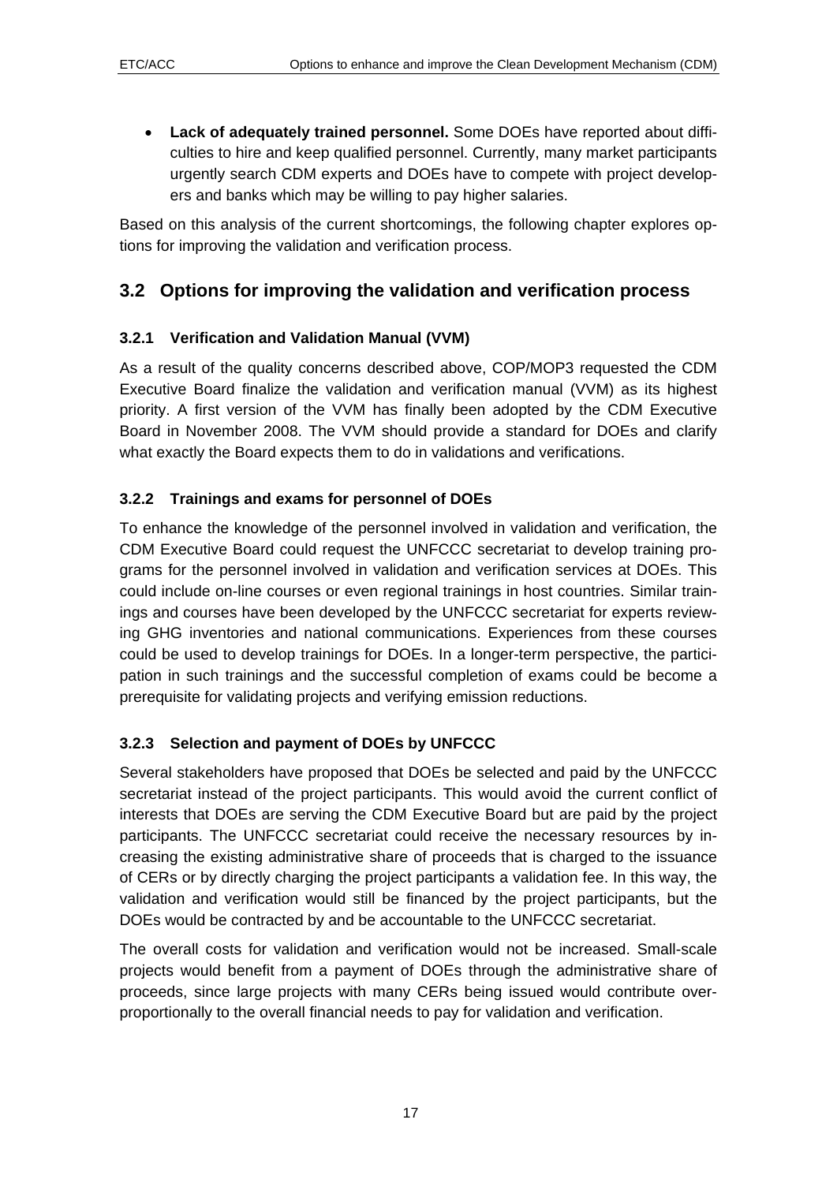- **Lack of adequately trained personnel.** Some DOEs have reported about difficulties to hire and keep qualified personnel. Currently, many market participants urgently search CDM experts and DOEs have to compete with project developers and banks which may be willing to pay higher salaries.

Based on this analysis of the current shortcomings, the following chapter explores options for improving the validation and verification process.

## 3.2 Options for improving the validation and verification process

### 3.2.1 Verification and Validation Manual (VVM)

As a result of the quality concerns described above, COP/MOP3 requested the CDM Executive Board finalize the validation and verification manual (VVM) as its highest priority. A first version of the VVM has finally been adopted by the CDM Executive Board in November 2008. The VVM should provide a standard for DOEs and clarify what exactly the Board expects them to do in validations and verifications.

### 3.2.2 Trainings and exams for personnel of DOEs

To enhance the knowledge of the personnel involved in validation and verification, the CDM Executive Board could request the UNFCCC secretariat to develop training programs for the personnel involved in validation and verification services at DOEs. This could include on-line courses or even regional trainings in host countries. Similar trainings and courses have been developed by the UNFCCC secretariat for experts reviewing GHG inventories and national communications. Experiences from these courses could be used to develop trainings for DOEs. In a longer-term perspective, the participation in such trainings and the successful completion of exams could be become a prerequisite for validating projects and verifying emission reductions.

### 3.2.3 Selection and payment of DOEs by UNFCCC

Several stakeholders have proposed that DOEs be selected and paid by the UNFCCC secretariat instead of the project participants. This would avoid the current conflict of interests that DOEs are serving the CDM Executive Board but are paid by the project participants. The UNFCCC secretariat could receive the necessary resources by increasing the existing administrative share of proceeds that is charged to the issuance of CERs or by directly charging the project participants a validation fee. In this way, the validation and verification would still be financed by the project participants, but the DOEs would be contracted by and be accountable to the UNFCCC secretariat.

The overall costs for validation and verification would not be increased. Small-scale projects would benefit from a payment of DOEs through the administrative share of proceeds, since large projects with many CERs being issued would contribute overproportionally to the overall financial needs to pay for validation and verification.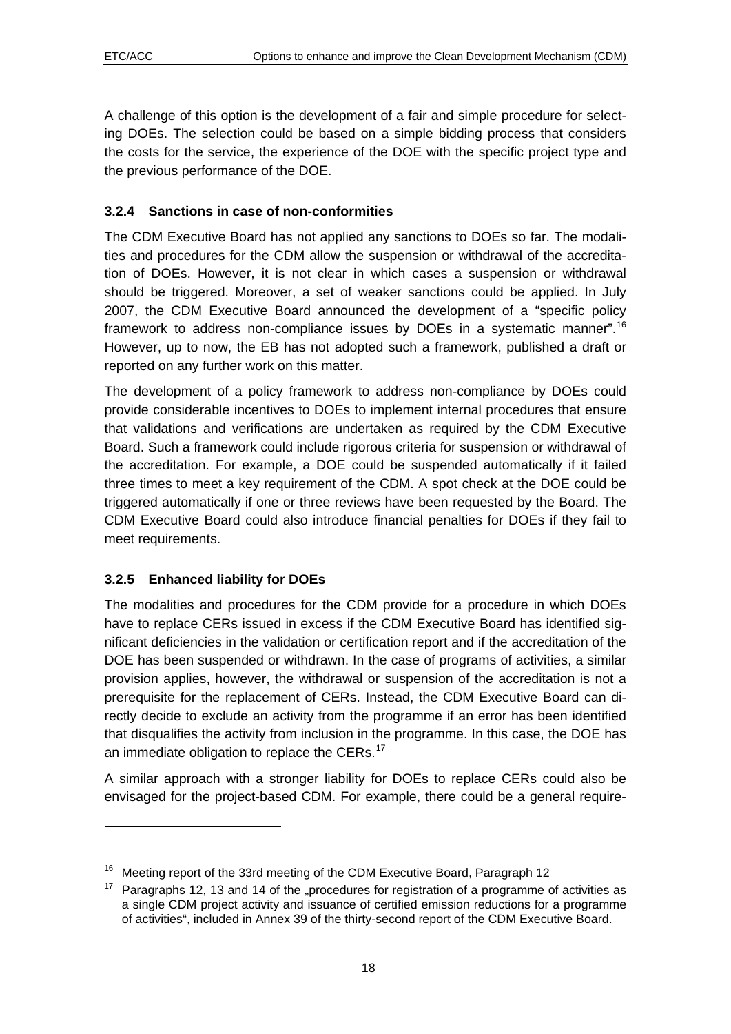A challenge of this option is the development of a fair and simple procedure for selecting DOEs. The selection could be based on a simple bidding process that considers the costs for the service, the experience of the DOE with the specific project type and the previous performance of the DOE.

### 3.2.4 Sanctions in case of non-conformities

The CDM Executive Board has not applied any sanctions to DOEs so far. The modalities and procedures for the CDM allow the suspension or withdrawal of the accreditation of DOEs. However, it is not clear in which cases a suspension or withdrawal should be triggered. Moreover, a set of weaker sanctions could be applied. In July 2007, the CDM Executive Board announced the development of a "specific policy framework to address non-compliance issues by DOEs in a systematic manner".[16] However, up to now, the EB has not adopted such a framework, published a draft or reported on any further work on this matter.

The development of a policy framework to address non-compliance by DOEs could provide considerable incentives to DOEs to implement internal procedures that ensure that validations and verifications are undertaken as required by the CDM Executive Board. Such a framework could include rigorous criteria for suspension or withdrawal of the accreditation. For example, a DOE could be suspended automatically if it failed three times to meet a key requirement of the CDM. A spot check at the DOE could be triggered automatically if one or three reviews have been requested by the Board. The CDM Executive Board could also introduce financial penalties for DOEs if they fail to meet requirements.

### 3.2.5 Enhanced liability for DOEs

The modalities and procedures for the CDM provide for a procedure in which DOEs have to replace CERs issued in excess if the CDM Executive Board has identified significant deficiencies in the validation or certification report and if the accreditation of the DOE has been suspended or withdrawn. In the case of programs of activities, a similar provision applies, however, the withdrawal or suspension of the accreditation is not a prerequisite for the replacement of CERs. Instead, the CDM Executive Board can directly decide to exclude an activity from the programme if an error has been identified that disqualifies the activity from inclusion in the programme. In this case, the DOE has an immediate obligation to replace the CERs.[17]

A similar approach with a stronger liability for DOEs to replace CERs could also be envisaged for the project-based CDM. For example, there could be a general require-

---

[16] Meeting report of the 33rd meeting of the CDM Executive Board, Paragraph 12

[17] Paragraphs 12, 13 and 14 of the „procedures for registration of a programme of activities as a single CDM project activity and issuance of certified emission reductions for a programme of activities", included in Annex 39 of the thirty-second report of the CDM Executive Board.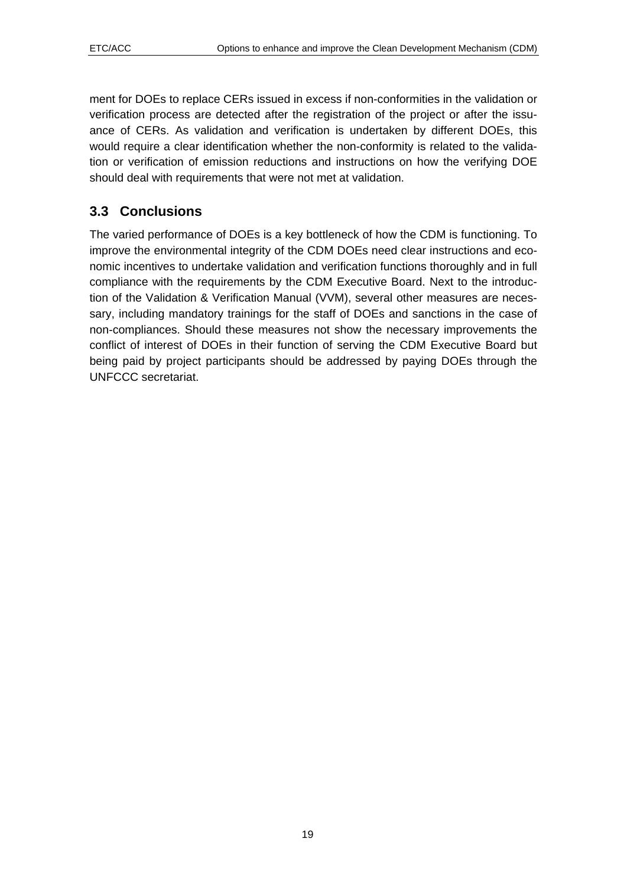ment for DOEs to replace CERs issued in excess if non-conformities in the validation or verification process are detected after the registration of the project or after the issuance of CERs. As validation and verification is undertaken by different DOEs, this would require a clear identification whether the non-conformity is related to the validation or verification of emission reductions and instructions on how the verifying DOE should deal with requirements that were not met at validation.

## 3.3 Conclusions

The varied performance of DOEs is a key bottleneck of how the CDM is functioning. To improve the environmental integrity of the CDM DOEs need clear instructions and economic incentives to undertake validation and verification functions thoroughly and in full compliance with the requirements by the CDM Executive Board. Next to the introduction of the Validation & Verification Manual (VVM), several other measures are necessary, including mandatory trainings for the staff of DOEs and sanctions in the case of non-compliances. Should these measures not show the necessary improvements the conflict of interest of DOEs in their function of serving the CDM Executive Board but being paid by project participants should be addressed by paying DOEs through the UNFCCC secretariat.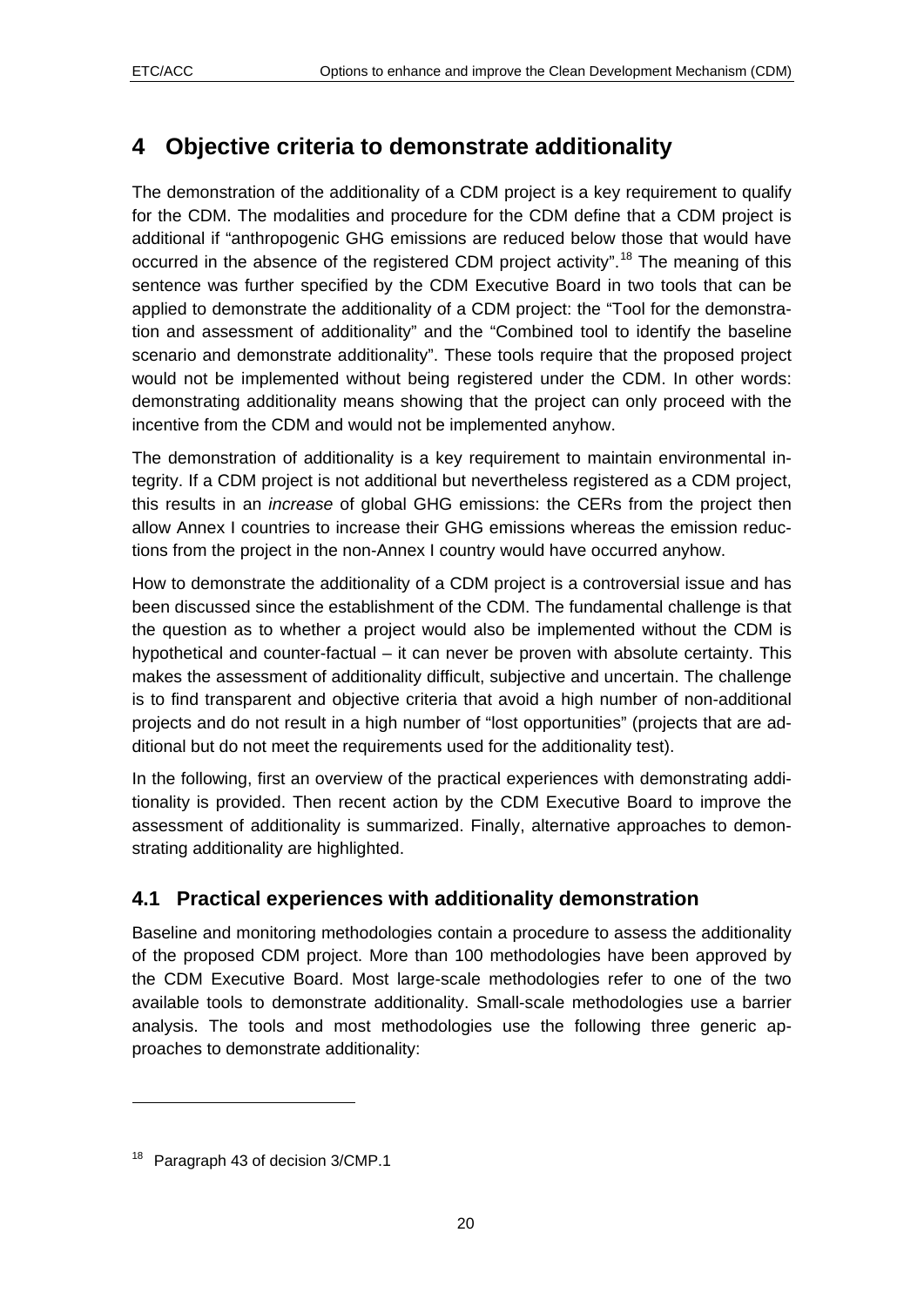# 4 Objective criteria to demonstrate additionality

The demonstration of the additionality of a CDM project is a key requirement to qualify for the CDM. The modalities and procedure for the CDM define that a CDM project is additional if "anthropogenic GHG emissions are reduced below those that would have occurred in the absence of the registered CDM project activity".[18] The meaning of this sentence was further specified by the CDM Executive Board in two tools that can be applied to demonstrate the additionality of a CDM project: the "Tool for the demonstration and assessment of additionality" and the "Combined tool to identify the baseline scenario and demonstrate additionality". These tools require that the proposed project would not be implemented without being registered under the CDM. In other words: demonstrating additionality means showing that the project can only proceed with the incentive from the CDM and would not be implemented anyhow.

The demonstration of additionality is a key requirement to maintain environmental integrity. If a CDM project is not additional but nevertheless registered as a CDM project, this results in an *increase* of global GHG emissions: the CERs from the project then allow Annex I countries to increase their GHG emissions whereas the emission reductions from the project in the non-Annex I country would have occurred anyhow.

How to demonstrate the additionality of a CDM project is a controversial issue and has been discussed since the establishment of the CDM. The fundamental challenge is that the question as to whether a project would also be implemented without the CDM is hypothetical and counter-factual – it can never be proven with absolute certainty. This makes the assessment of additionality difficult, subjective and uncertain. The challenge is to find transparent and objective criteria that avoid a high number of non-additional projects and do not result in a high number of "lost opportunities" (projects that are additional but do not meet the requirements used for the additionality test).

In the following, first an overview of the practical experiences with demonstrating additionality is provided. Then recent action by the CDM Executive Board to improve the assessment of additionality is summarized. Finally, alternative approaches to demonstrating additionality are highlighted.

## 4.1 Practical experiences with additionality demonstration

Baseline and monitoring methodologies contain a procedure to assess the additionality of the proposed CDM project. More than 100 methodologies have been approved by the CDM Executive Board. Most large-scale methodologies refer to one of the two available tools to demonstrate additionality. Small-scale methodologies use a barrier analysis. The tools and most methodologies use the following three generic approaches to demonstrate additionality:

---

[18] Paragraph 43 of decision 3/CMP.1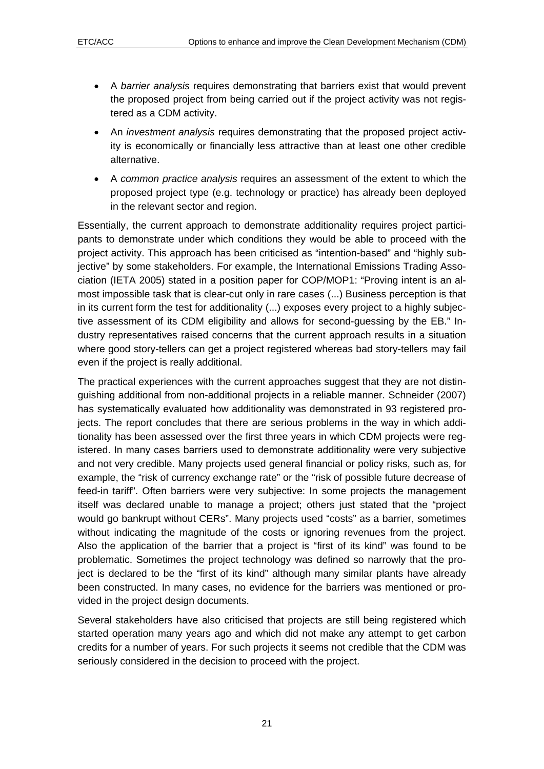- A *barrier analysis* requires demonstrating that barriers exist that would prevent the proposed project from being carried out if the project activity was not registered as a CDM activity.
- An *investment analysis* requires demonstrating that the proposed project activity is economically or financially less attractive than at least one other credible alternative.
- A *common practice analysis* requires an assessment of the extent to which the proposed project type (e.g. technology or practice) has already been deployed in the relevant sector and region.

Essentially, the current approach to demonstrate additionality requires project participants to demonstrate under which conditions they would be able to proceed with the project activity. This approach has been criticised as "intention-based" and "highly subjective" by some stakeholders. For example, the International Emissions Trading Association (IETA 2005) stated in a position paper for COP/MOP1: "Proving intent is an almost impossible task that is clear-cut only in rare cases (...) Business perception is that in its current form the test for additionality (...) exposes every project to a highly subjective assessment of its CDM eligibility and allows for second-guessing by the EB." Industry representatives raised concerns that the current approach results in a situation where good story-tellers can get a project registered whereas bad story-tellers may fail even if the project is really additional.

The practical experiences with the current approaches suggest that they are not distinguishing additional from non-additional projects in a reliable manner. Schneider (2007) has systematically evaluated how additionality was demonstrated in 93 registered projects. The report concludes that there are serious problems in the way in which additionality has been assessed over the first three years in which CDM projects were registered. In many cases barriers used to demonstrate additionality were very subjective and not very credible. Many projects used general financial or policy risks, such as, for example, the "risk of currency exchange rate" or the "risk of possible future decrease of feed-in tariff". Often barriers were very subjective: In some projects the management itself was declared unable to manage a project; others just stated that the "project would go bankrupt without CERs". Many projects used "costs" as a barrier, sometimes without indicating the magnitude of the costs or ignoring revenues from the project. Also the application of the barrier that a project is "first of its kind" was found to be problematic. Sometimes the project technology was defined so narrowly that the project is declared to be the "first of its kind" although many similar plants have already been constructed. In many cases, no evidence for the barriers was mentioned or provided in the project design documents.

Several stakeholders have also criticised that projects are still being registered which started operation many years ago and which did not make any attempt to get carbon credits for a number of years. For such projects it seems not credible that the CDM was seriously considered in the decision to proceed with the project.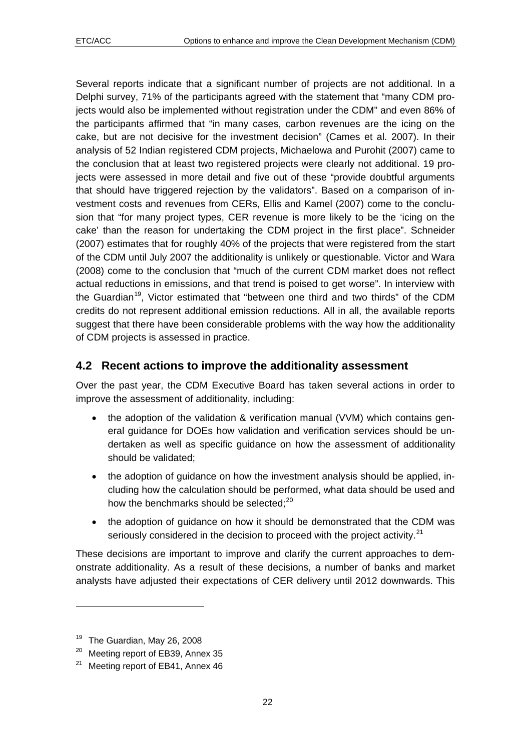Several reports indicate that a significant number of projects are not additional. In a Delphi survey, 71% of the participants agreed with the statement that "many CDM projects would also be implemented without registration under the CDM" and even 86% of the participants affirmed that "in many cases, carbon revenues are the icing on the cake, but are not decisive for the investment decision" (Cames et al. 2007). In their analysis of 52 Indian registered CDM projects, Michaelowa and Purohit (2007) came to the conclusion that at least two registered projects were clearly not additional. 19 projects were assessed in more detail and five out of these "provide doubtful arguments that should have triggered rejection by the validators". Based on a comparison of investment costs and revenues from CERs, Ellis and Kamel (2007) come to the conclusion that "for many project types, CER revenue is more likely to be the 'icing on the cake' than the reason for undertaking the CDM project in the first place". Schneider (2007) estimates that for roughly 40% of the projects that were registered from the start of the CDM until July 2007 the additionality is unlikely or questionable. Victor and Wara (2008) come to the conclusion that "much of the current CDM market does not reflect actual reductions in emissions, and that trend is poised to get worse". In interview with the Guardian[19], Victor estimated that "between one third and two thirds" of the CDM credits do not represent additional emission reductions. All in all, the available reports suggest that there have been considerable problems with the way how the additionality of CDM projects is assessed in practice.

## 4.2 Recent actions to improve the additionality assessment

Over the past year, the CDM Executive Board has taken several actions in order to improve the assessment of additionality, including:

- the adoption of the validation & verification manual (VVM) which contains general guidance for DOEs how validation and verification services should be undertaken as well as specific guidance on how the assessment of additionality should be validated;
- the adoption of guidance on how the investment analysis should be applied, including how the calculation should be performed, what data should be used and how the benchmarks should be selected;[20]
- the adoption of guidance on how it should be demonstrated that the CDM was seriously considered in the decision to proceed with the project activity.[21]

These decisions are important to improve and clarify the current approaches to demonstrate additionality. As a result of these decisions, a number of banks and market analysts have adjusted their expectations of CER delivery until 2012 downwards. This

[19] The Guardian, May 26, 2008

[20] Meeting report of EB39, Annex 35

[21] Meeting report of EB41, Annex 46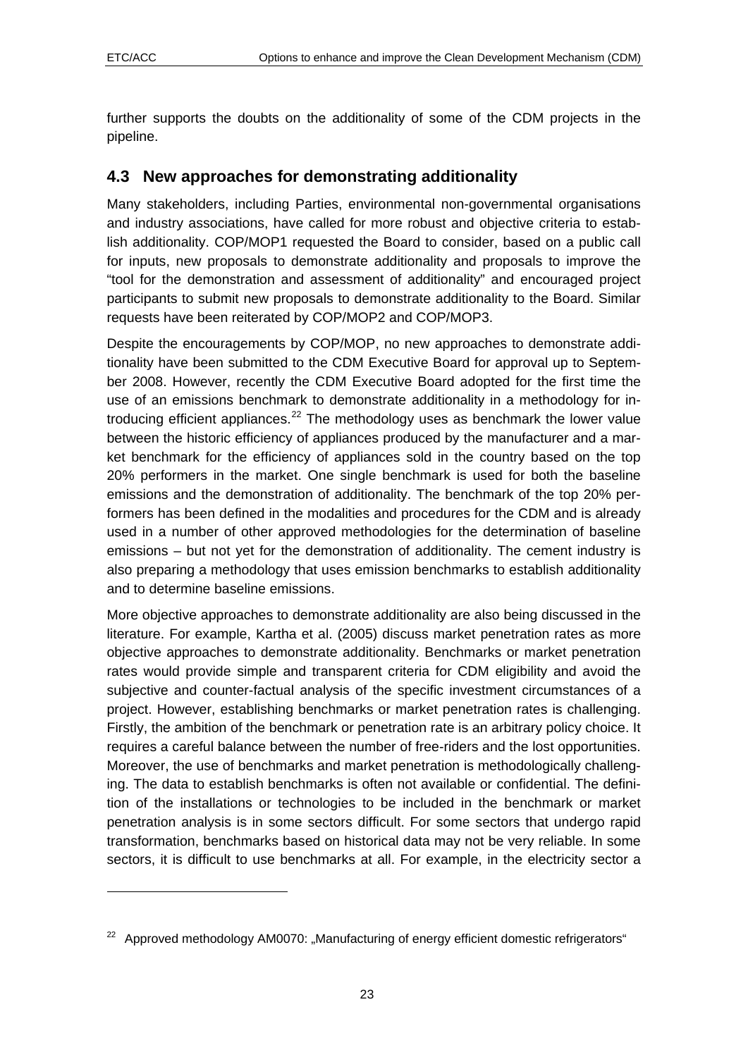further supports the doubts on the additionality of some of the CDM projects in the pipeline.

## 4.3 New approaches for demonstrating additionality

Many stakeholders, including Parties, environmental non-governmental organisations and industry associations, have called for more robust and objective criteria to establish additionality. COP/MOP1 requested the Board to consider, based on a public call for inputs, new proposals to demonstrate additionality and proposals to improve the "tool for the demonstration and assessment of additionality" and encouraged project participants to submit new proposals to demonstrate additionality to the Board. Similar requests have been reiterated by COP/MOP2 and COP/MOP3.

Despite the encouragements by COP/MOP, no new approaches to demonstrate additionality have been submitted to the CDM Executive Board for approval up to September 2008. However, recently the CDM Executive Board adopted for the first time the use of an emissions benchmark to demonstrate additionality in a methodology for introducing efficient appliances.[22] The methodology uses as benchmark the lower value between the historic efficiency of appliances produced by the manufacturer and a market benchmark for the efficiency of appliances sold in the country based on the top 20% performers in the market. One single benchmark is used for both the baseline emissions and the demonstration of additionality. The benchmark of the top 20% performers has been defined in the modalities and procedures for the CDM and is already used in a number of other approved methodologies for the determination of baseline emissions – but not yet for the demonstration of additionality. The cement industry is also preparing a methodology that uses emission benchmarks to establish additionality and to determine baseline emissions.

More objective approaches to demonstrate additionality are also being discussed in the literature. For example, Kartha et al. (2005) discuss market penetration rates as more objective approaches to demonstrate additionality. Benchmarks or market penetration rates would provide simple and transparent criteria for CDM eligibility and avoid the subjective and counter-factual analysis of the specific investment circumstances of a project. However, establishing benchmarks or market penetration rates is challenging. Firstly, the ambition of the benchmark or penetration rate is an arbitrary policy choice. It requires a careful balance between the number of free-riders and the lost opportunities. Moreover, the use of benchmarks and market penetration is methodologically challenging. The data to establish benchmarks is often not available or confidential. The definition of the installations or technologies to be included in the benchmark or market penetration analysis is in some sectors difficult. For some sectors that undergo rapid transformation, benchmarks based on historical data may not be very reliable. In some sectors, it is difficult to use benchmarks at all. For example, in the electricity sector a

[22] Approved methodology AM0070: „Manufacturing of energy efficient domestic refrigerators"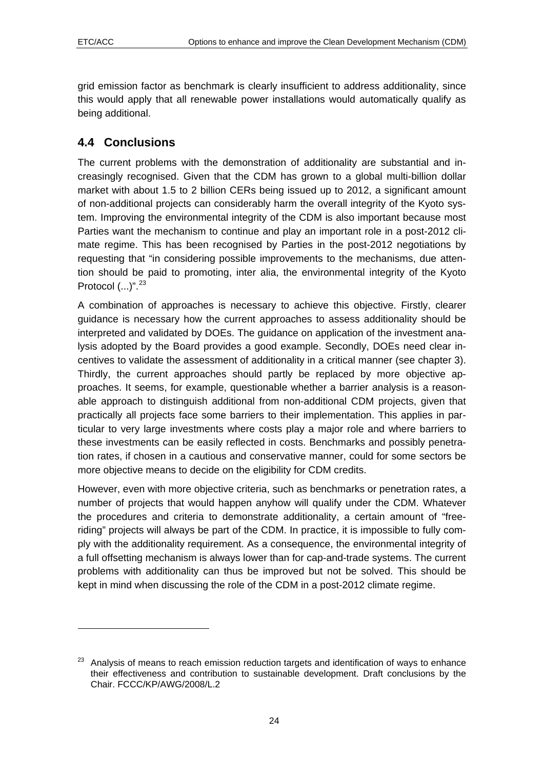grid emission factor as benchmark is clearly insufficient to address additionality, since this would apply that all renewable power installations would automatically qualify as being additional.

## 4.4 Conclusions

The current problems with the demonstration of additionality are substantial and increasingly recognised. Given that the CDM has grown to a global multi-billion dollar market with about 1.5 to 2 billion CERs being issued up to 2012, a significant amount of non-additional projects can considerably harm the overall integrity of the Kyoto system. Improving the environmental integrity of the CDM is also important because most Parties want the mechanism to continue and play an important role in a post-2012 climate regime. This has been recognised by Parties in the post-2012 negotiations by requesting that "in considering possible improvements to the mechanisms, due attention should be paid to promoting, inter alia, the environmental integrity of the Kyoto Protocol (...)".[23]

A combination of approaches is necessary to achieve this objective. Firstly, clearer guidance is necessary how the current approaches to assess additionality should be interpreted and validated by DOEs. The guidance on application of the investment analysis adopted by the Board provides a good example. Secondly, DOEs need clear incentives to validate the assessment of additionality in a critical manner (see chapter 3). Thirdly, the current approaches should partly be replaced by more objective approaches. It seems, for example, questionable whether a barrier analysis is a reasonable approach to distinguish additional from non-additional CDM projects, given that practically all projects face some barriers to their implementation. This applies in particular to very large investments where costs play a major role and where barriers to these investments can be easily reflected in costs. Benchmarks and possibly penetration rates, if chosen in a cautious and conservative manner, could for some sectors be more objective means to decide on the eligibility for CDM credits.

However, even with more objective criteria, such as benchmarks or penetration rates, a number of projects that would happen anyhow will qualify under the CDM. Whatever the procedures and criteria to demonstrate additionality, a certain amount of "free-riding" projects will always be part of the CDM. In practice, it is impossible to fully comply with the additionality requirement. As a consequence, the environmental integrity of a full offsetting mechanism is always lower than for cap-and-trade systems. The current problems with additionality can thus be improved but not be solved. This should be kept in mind when discussing the role of the CDM in a post-2012 climate regime.

---

[23] Analysis of means to reach emission reduction targets and identification of ways to enhance their effectiveness and contribution to sustainable development. Draft conclusions by the Chair. FCCC/KP/AWG/2008/L.2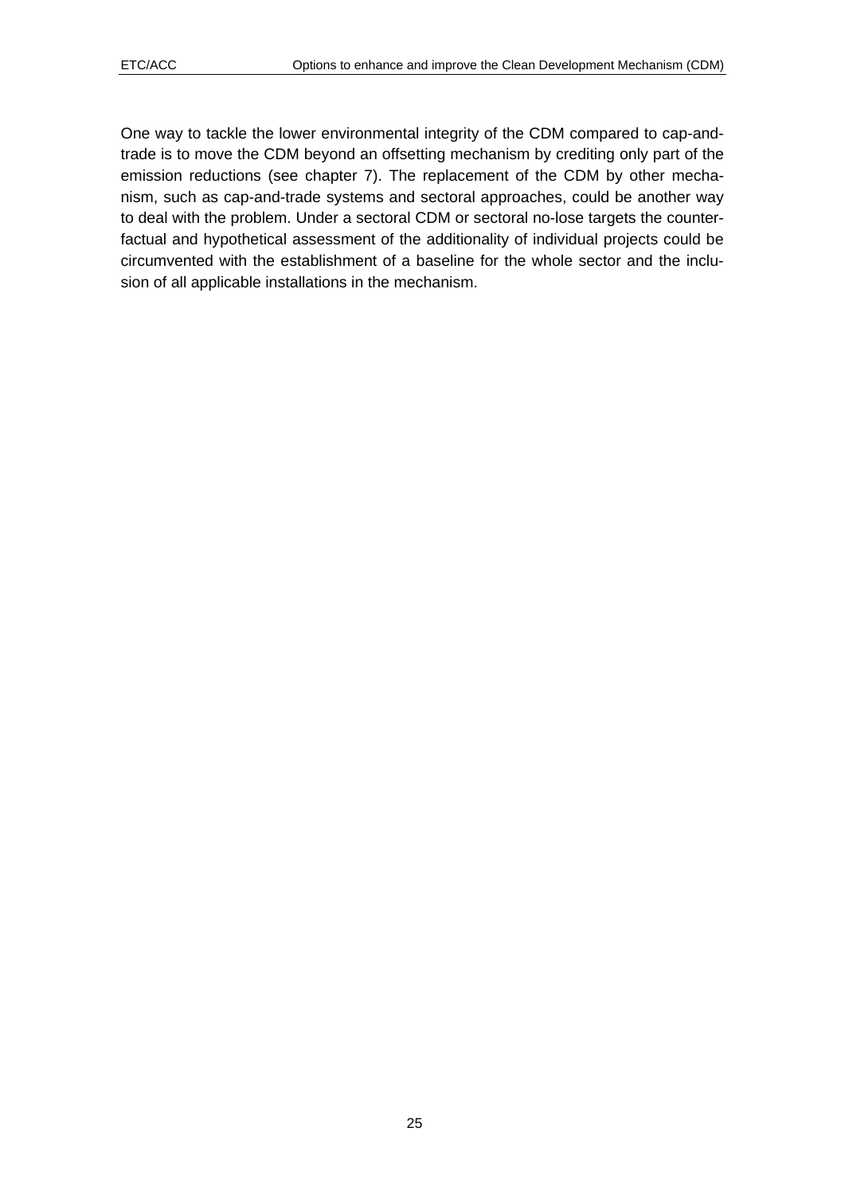One way to tackle the lower environmental integrity of the CDM compared to cap-and-trade is to move the CDM beyond an offsetting mechanism by crediting only part of the emission reductions (see chapter 7). The replacement of the CDM by other mechanism, such as cap-and-trade systems and sectoral approaches, could be another way to deal with the problem. Under a sectoral CDM or sectoral no-lose targets the counterfactual and hypothetical assessment of the additionality of individual projects could be circumvented with the establishment of a baseline for the whole sector and the inclusion of all applicable installations in the mechanism.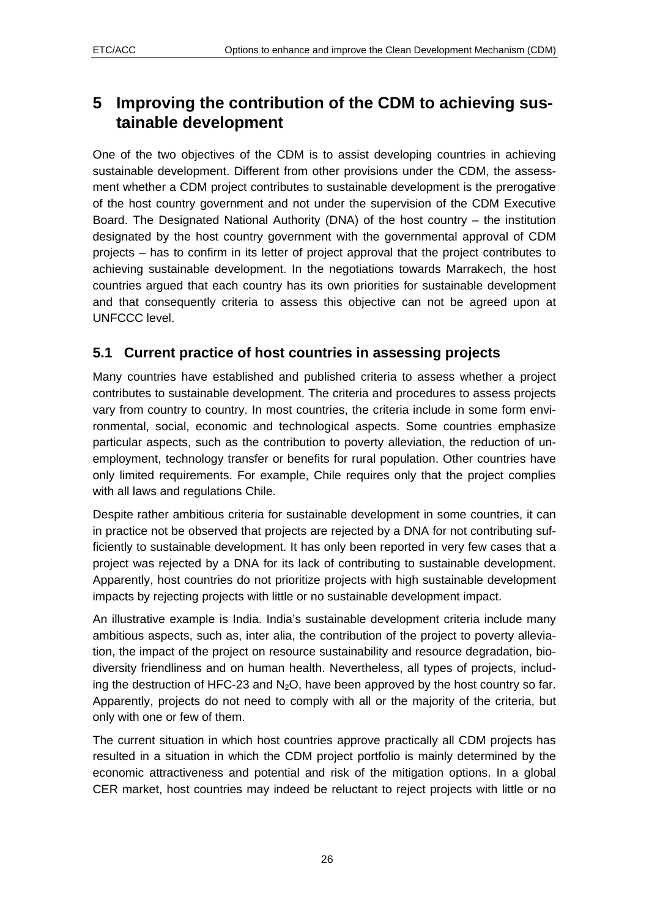# 5 Improving the contribution of the CDM to achieving sustainable development

One of the two objectives of the CDM is to assist developing countries in achieving sustainable development. Different from other provisions under the CDM, the assessment whether a CDM project contributes to sustainable development is the prerogative of the host country government and not under the supervision of the CDM Executive Board. The Designated National Authority (DNA) of the host country – the institution designated by the host country government with the governmental approval of CDM projects – has to confirm in its letter of project approval that the project contributes to achieving sustainable development. In the negotiations towards Marrakech, the host countries argued that each country has its own priorities for sustainable development and that consequently criteria to assess this objective can not be agreed upon at UNFCCC level.

## 5.1 Current practice of host countries in assessing projects

Many countries have established and published criteria to assess whether a project contributes to sustainable development. The criteria and procedures to assess projects vary from country to country. In most countries, the criteria include in some form environmental, social, economic and technological aspects. Some countries emphasize particular aspects, such as the contribution to poverty alleviation, the reduction of unemployment, technology transfer or benefits for rural population. Other countries have only limited requirements. For example, Chile requires only that the project complies with all laws and regulations Chile.

Despite rather ambitious criteria for sustainable development in some countries, it can in practice not be observed that projects are rejected by a DNA for not contributing sufficiently to sustainable development. It has only been reported in very few cases that a project was rejected by a DNA for its lack of contributing to sustainable development. Apparently, host countries do not prioritize projects with high sustainable development impacts by rejecting projects with little or no sustainable development impact.

An illustrative example is India. India's sustainable development criteria include many ambitious aspects, such as, inter alia, the contribution of the project to poverty alleviation, the impact of the project on resource sustainability and resource degradation, biodiversity friendliness and on human health. Nevertheless, all types of projects, including the destruction of HFC-23 and $N_2O$, have been approved by the host country so far. Apparently, projects do not need to comply with all or the majority of the criteria, but only with one or few of them.

The current situation in which host countries approve practically all CDM projects has resulted in a situation in which the CDM project portfolio is mainly determined by the economic attractiveness and potential and risk of the mitigation options. In a global CER market, host countries may indeed be reluctant to reject projects with little or no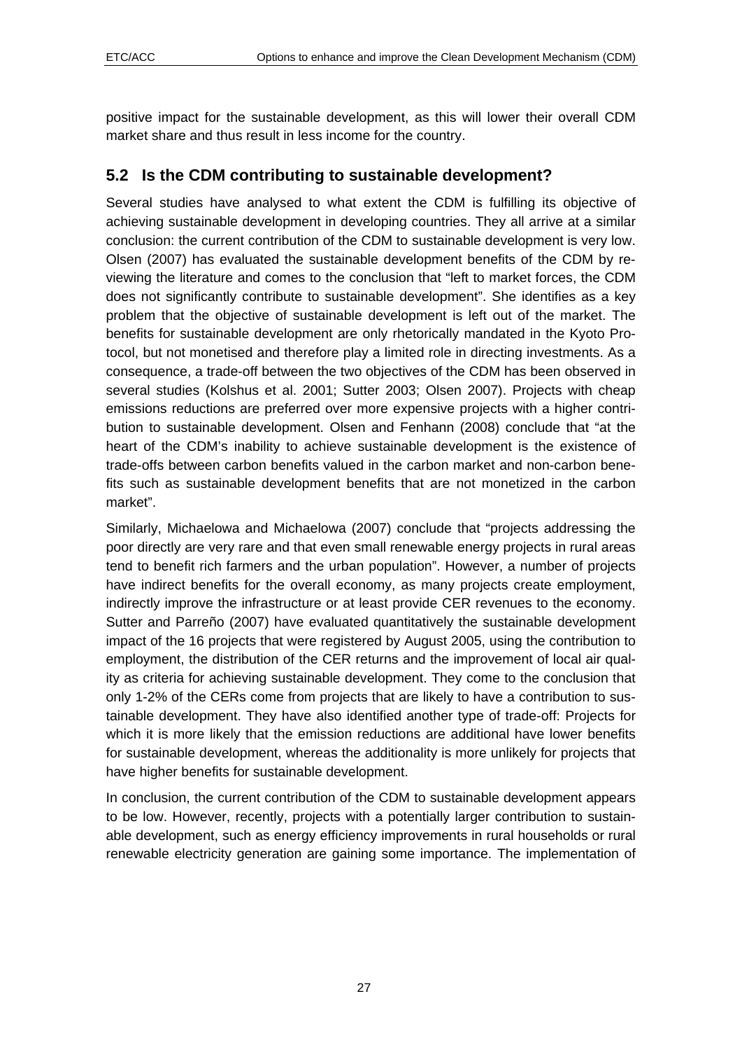positive impact for the sustainable development, as this will lower their overall CDM market share and thus result in less income for the country.

## 5.2 Is the CDM contributing to sustainable development?

Several studies have analysed to what extent the CDM is fulfilling its objective of achieving sustainable development in developing countries. They all arrive at a similar conclusion: the current contribution of the CDM to sustainable development is very low. Olsen (2007) has evaluated the sustainable development benefits of the CDM by reviewing the literature and comes to the conclusion that "left to market forces, the CDM does not significantly contribute to sustainable development". She identifies as a key problem that the objective of sustainable development is left out of the market. The benefits for sustainable development are only rhetorically mandated in the Kyoto Protocol, but not monetised and therefore play a limited role in directing investments. As a consequence, a trade-off between the two objectives of the CDM has been observed in several studies (Kolshus et al. 2001; Sutter 2003; Olsen 2007). Projects with cheap emissions reductions are preferred over more expensive projects with a higher contribution to sustainable development. Olsen and Fenhann (2008) conclude that "at the heart of the CDM's inability to achieve sustainable development is the existence of trade-offs between carbon benefits valued in the carbon market and non-carbon benefits such as sustainable development benefits that are not monetized in the carbon market".

Similarly, Michaelowa and Michaelowa (2007) conclude that "projects addressing the poor directly are very rare and that even small renewable energy projects in rural areas tend to benefit rich farmers and the urban population". However, a number of projects have indirect benefits for the overall economy, as many projects create employment, indirectly improve the infrastructure or at least provide CER revenues to the economy. Sutter and Parreño (2007) have evaluated quantitatively the sustainable development impact of the 16 projects that were registered by August 2005, using the contribution to employment, the distribution of the CER returns and the improvement of local air quality as criteria for achieving sustainable development. They come to the conclusion that only 1-2% of the CERs come from projects that are likely to have a contribution to sustainable development. They have also identified another type of trade-off: Projects for which it is more likely that the emission reductions are additional have lower benefits for sustainable development, whereas the additionality is more unlikely for projects that have higher benefits for sustainable development.

In conclusion, the current contribution of the CDM to sustainable development appears to be low. However, recently, projects with a potentially larger contribution to sustainable development, such as energy efficiency improvements in rural households or rural renewable electricity generation are gaining some importance. The implementation of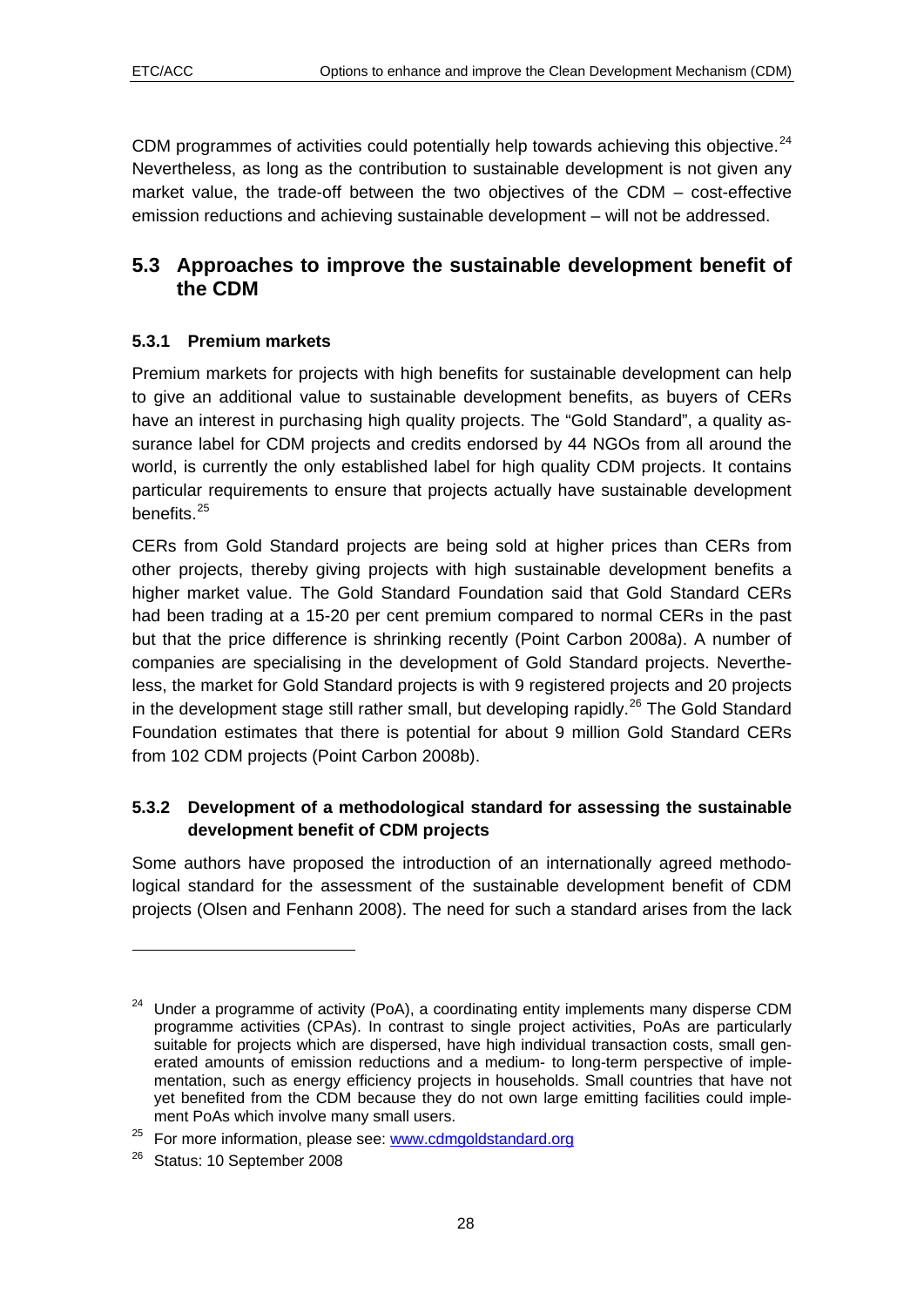CDM programmes of activities could potentially help towards achieving this objective.[24] Nevertheless, as long as the contribution to sustainable development is not given any market value, the trade-off between the two objectives of the CDM – cost-effective emission reductions and achieving sustainable development – will not be addressed.

## 5.3 Approaches to improve the sustainable development benefit of the CDM

### 5.3.1 Premium markets

Premium markets for projects with high benefits for sustainable development can help to give an additional value to sustainable development benefits, as buyers of CERs have an interest in purchasing high quality projects. The "Gold Standard", a quality assurance label for CDM projects and credits endorsed by 44 NGOs from all around the world, is currently the only established label for high quality CDM projects. It contains particular requirements to ensure that projects actually have sustainable development benefits.[25]

CERs from Gold Standard projects are being sold at higher prices than CERs from other projects, thereby giving projects with high sustainable development benefits a higher market value. The Gold Standard Foundation said that Gold Standard CERs had been trading at a 15-20 per cent premium compared to normal CERs in the past but that the price difference is shrinking recently (Point Carbon 2008a). A number of companies are specialising in the development of Gold Standard projects. Nevertheless, the market for Gold Standard projects is with 9 registered projects and 20 projects in the development stage still rather small, but developing rapidly.[26] The Gold Standard Foundation estimates that there is potential for about 9 million Gold Standard CERs from 102 CDM projects (Point Carbon 2008b).

### 5.3.2 Development of a methodological standard for assessing the sustainable development benefit of CDM projects

Some authors have proposed the introduction of an internationally agreed methodological standard for the assessment of the sustainable development benefit of CDM projects (Olsen and Fenhann 2008). The need for such a standard arises from the lack

---

[24] Under a programme of activity (PoA), a coordinating entity implements many disperse CDM programme activities (CPAs). In contrast to single project activities, PoAs are particularly suitable for projects which are dispersed, have high individual transaction costs, small generated amounts of emission reductions and a medium- to long-term perspective of implementation, such as energy efficiency projects in households. Small countries that have not yet benefited from the CDM because they do not own large emitting facilities could implement PoAs which involve many small users.

[25] For more information, please see: www.cdmgoldstandard.org

[26] Status: 10 September 2008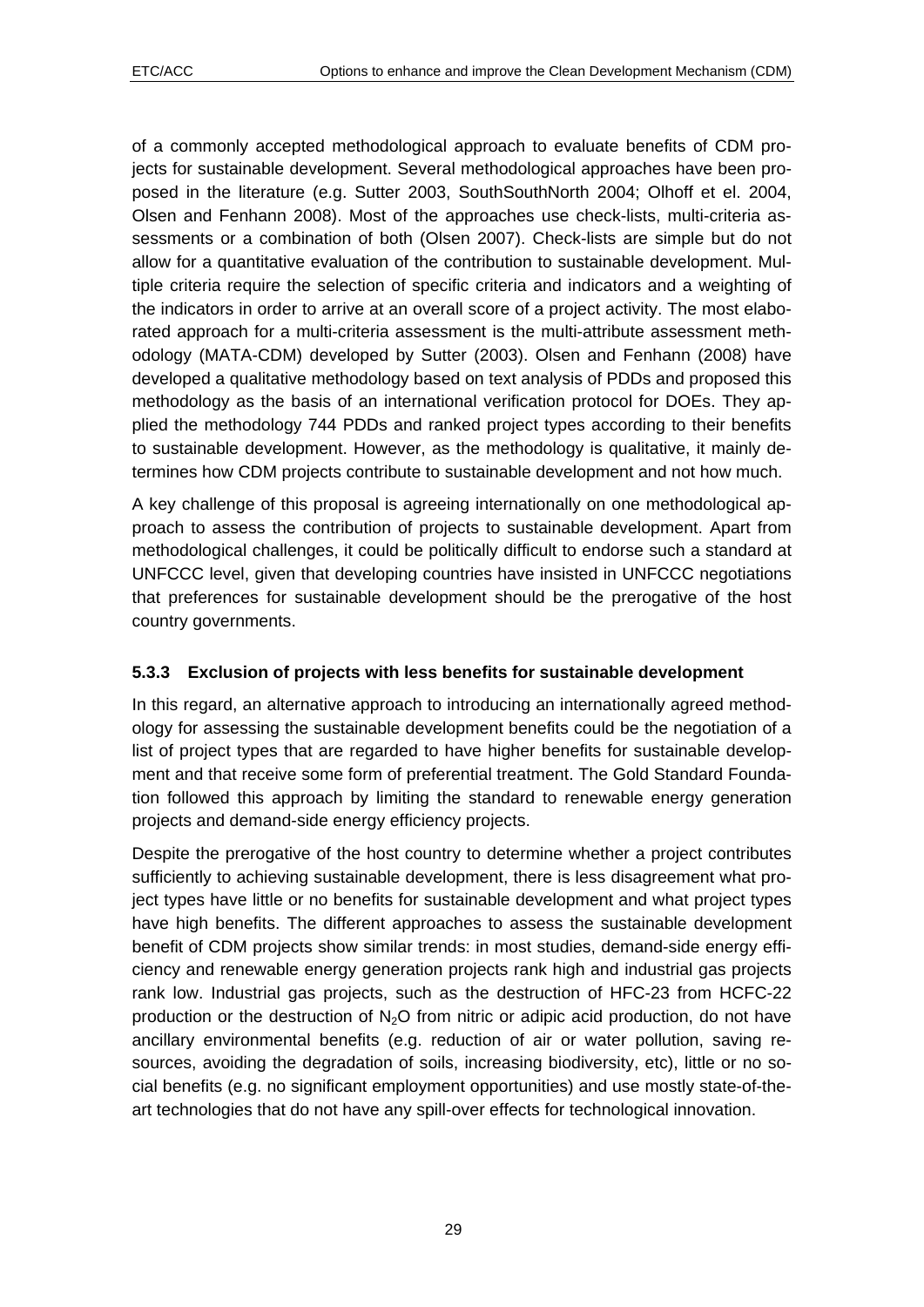of a commonly accepted methodological approach to evaluate benefits of CDM projects for sustainable development. Several methodological approaches have been proposed in the literature (e.g. Sutter 2003, SouthSouthNorth 2004; Olhoff et el. 2004, Olsen and Fenhann 2008). Most of the approaches use check-lists, multi-criteria assessments or a combination of both (Olsen 2007). Check-lists are simple but do not allow for a quantitative evaluation of the contribution to sustainable development. Multiple criteria require the selection of specific criteria and indicators and a weighting of the indicators in order to arrive at an overall score of a project activity. The most elaborated approach for a multi-criteria assessment is the multi-attribute assessment methodology (MATA-CDM) developed by Sutter (2003). Olsen and Fenhann (2008) have developed a qualitative methodology based on text analysis of PDDs and proposed this methodology as the basis of an international verification protocol for DOEs. They applied the methodology 744 PDDs and ranked project types according to their benefits to sustainable development. However, as the methodology is qualitative, it mainly determines how CDM projects contribute to sustainable development and not how much.

A key challenge of this proposal is agreeing internationally on one methodological approach to assess the contribution of projects to sustainable development. Apart from methodological challenges, it could be politically difficult to endorse such a standard at UNFCCC level, given that developing countries have insisted in UNFCCC negotiations that preferences for sustainable development should be the prerogative of the host country governments.

### 5.3.3 Exclusion of projects with less benefits for sustainable development

In this regard, an alternative approach to introducing an internationally agreed methodology for assessing the sustainable development benefits could be the negotiation of a list of project types that are regarded to have higher benefits for sustainable development and that receive some form of preferential treatment. The Gold Standard Foundation followed this approach by limiting the standard to renewable energy generation projects and demand-side energy efficiency projects.

Despite the prerogative of the host country to determine whether a project contributes sufficiently to achieving sustainable development, there is less disagreement what project types have little or no benefits for sustainable development and what project types have high benefits. The different approaches to assess the sustainable development benefit of CDM projects show similar trends: in most studies, demand-side energy efficiency and renewable energy generation projects rank high and industrial gas projects rank low. Industrial gas projects, such as the destruction of HFC-23 from HCFC-22 production or the destruction of $N_2O$ from nitric or adipic acid production, do not have ancillary environmental benefits (e.g. reduction of air or water pollution, saving resources, avoiding the degradation of soils, increasing biodiversity, etc), little or no social benefits (e.g. no significant employment opportunities) and use mostly state-of-the-art technologies that do not have any spill-over effects for technological innovation.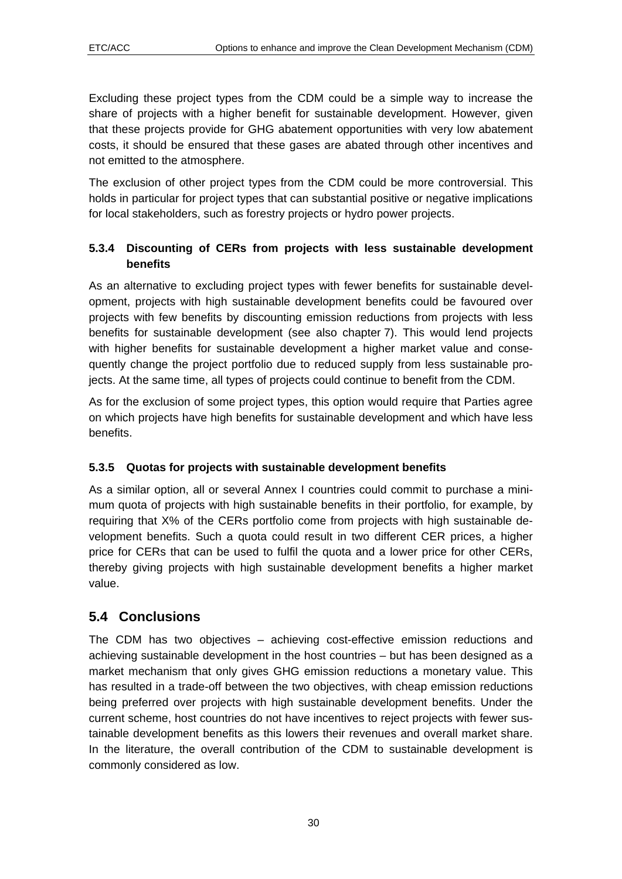Excluding these project types from the CDM could be a simple way to increase the share of projects with a higher benefit for sustainable development. However, given that these projects provide for GHG abatement opportunities with very low abatement costs, it should be ensured that these gases are abated through other incentives and not emitted to the atmosphere.

The exclusion of other project types from the CDM could be more controversial. This holds in particular for project types that can substantial positive or negative implications for local stakeholders, such as forestry projects or hydro power projects.

### 5.3.4 Discounting of CERs from projects with less sustainable development benefits

As an alternative to excluding project types with fewer benefits for sustainable development, projects with high sustainable development benefits could be favoured over projects with few benefits by discounting emission reductions from projects with less benefits for sustainable development (see also chapter 7). This would lend projects with higher benefits for sustainable development a higher market value and consequently change the project portfolio due to reduced supply from less sustainable projects. At the same time, all types of projects could continue to benefit from the CDM.

As for the exclusion of some project types, this option would require that Parties agree on which projects have high benefits for sustainable development and which have less benefits.

### 5.3.5 Quotas for projects with sustainable development benefits

As a similar option, all or several Annex I countries could commit to purchase a minimum quota of projects with high sustainable benefits in their portfolio, for example, by requiring that X% of the CERs portfolio come from projects with high sustainable development benefits. Such a quota could result in two different CER prices, a higher price for CERs that can be used to fulfil the quota and a lower price for other CERs, thereby giving projects with high sustainable development benefits a higher market value.

## 5.4 Conclusions

The CDM has two objectives – achieving cost-effective emission reductions and achieving sustainable development in the host countries – but has been designed as a market mechanism that only gives GHG emission reductions a monetary value. This has resulted in a trade-off between the two objectives, with cheap emission reductions being preferred over projects with high sustainable development benefits. Under the current scheme, host countries do not have incentives to reject projects with fewer sustainable development benefits as this lowers their revenues and overall market share. In the literature, the overall contribution of the CDM to sustainable development is commonly considered as low.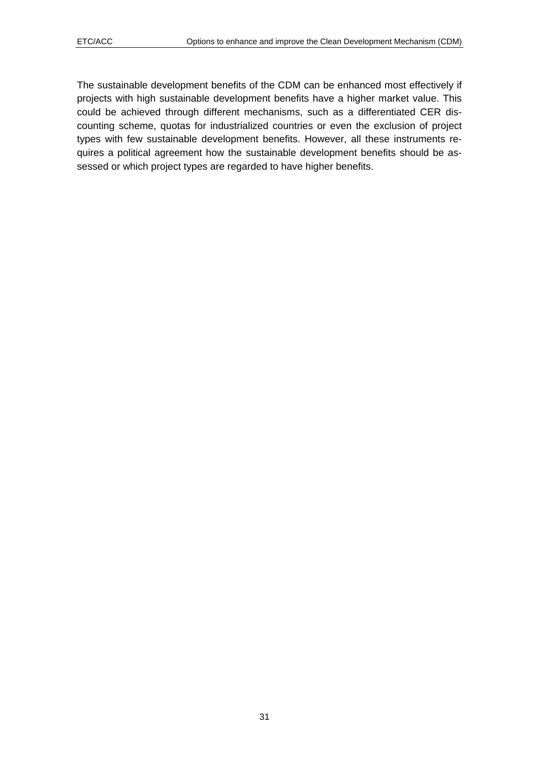The sustainable development benefits of the CDM can be enhanced most effectively if projects with high sustainable development benefits have a higher market value. This could be achieved through different mechanisms, such as a differentiated CER discounting scheme, quotas for industrialized countries or even the exclusion of project types with few sustainable development benefits. However, all these instruments requires a political agreement how the sustainable development benefits should be assessed or which project types are regarded to have higher benefits.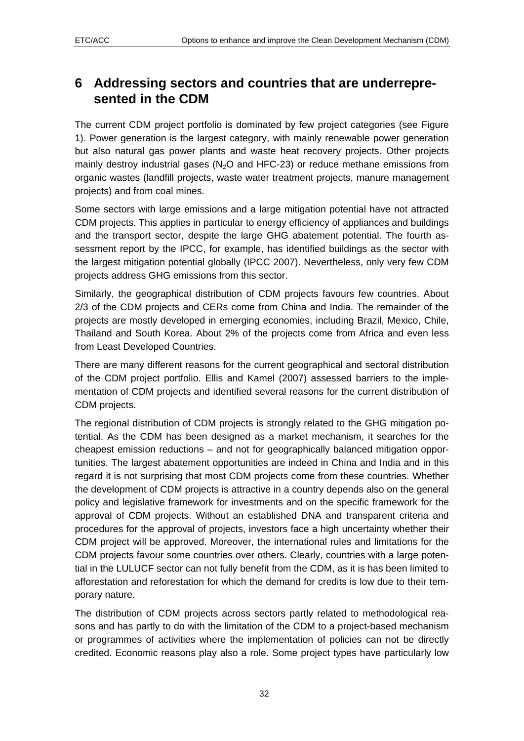# 6 Addressing sectors and countries that are underrepresented in the CDM

The current CDM project portfolio is dominated by few project categories (see Figure 1). Power generation is the largest category, with mainly renewable power generation but also natural gas power plants and waste heat recovery projects. Other projects mainly destroy industrial gases ($N_2O$ and HFC-23) or reduce methane emissions from organic wastes (landfill projects, waste water treatment projects, manure management projects) and from coal mines.

Some sectors with large emissions and a large mitigation potential have not attracted CDM projects. This applies in particular to energy efficiency of appliances and buildings and the transport sector, despite the large GHG abatement potential. The fourth assessment report by the IPCC, for example, has identified buildings as the sector with the largest mitigation potential globally (IPCC 2007). Nevertheless, only very few CDM projects address GHG emissions from this sector.

Similarly, the geographical distribution of CDM projects favours few countries. About 2/3 of the CDM projects and CERs come from China and India. The remainder of the projects are mostly developed in emerging economies, including Brazil, Mexico, Chile, Thailand and South Korea. About 2% of the projects come from Africa and even less from Least Developed Countries.

There are many different reasons for the current geographical and sectoral distribution of the CDM project portfolio. Ellis and Kamel (2007) assessed barriers to the implementation of CDM projects and identified several reasons for the current distribution of CDM projects.

The regional distribution of CDM projects is strongly related to the GHG mitigation potential. As the CDM has been designed as a market mechanism, it searches for the cheapest emission reductions – and not for geographically balanced mitigation opportunities. The largest abatement opportunities are indeed in China and India and in this regard it is not surprising that most CDM projects come from these countries. Whether the development of CDM projects is attractive in a country depends also on the general policy and legislative framework for investments and on the specific framework for the approval of CDM projects. Without an established DNA and transparent criteria and procedures for the approval of projects, investors face a high uncertainty whether their CDM project will be approved. Moreover, the international rules and limitations for the CDM projects favour some countries over others. Clearly, countries with a large potential in the LULUCF sector can not fully benefit from the CDM, as it is has been limited to afforestation and reforestation for which the demand for credits is low due to their temporary nature.

The distribution of CDM projects across sectors partly related to methodological reasons and has partly to do with the limitation of the CDM to a project-based mechanism or programmes of activities where the implementation of policies can not be directly credited. Economic reasons play also a role. Some project types have particularly low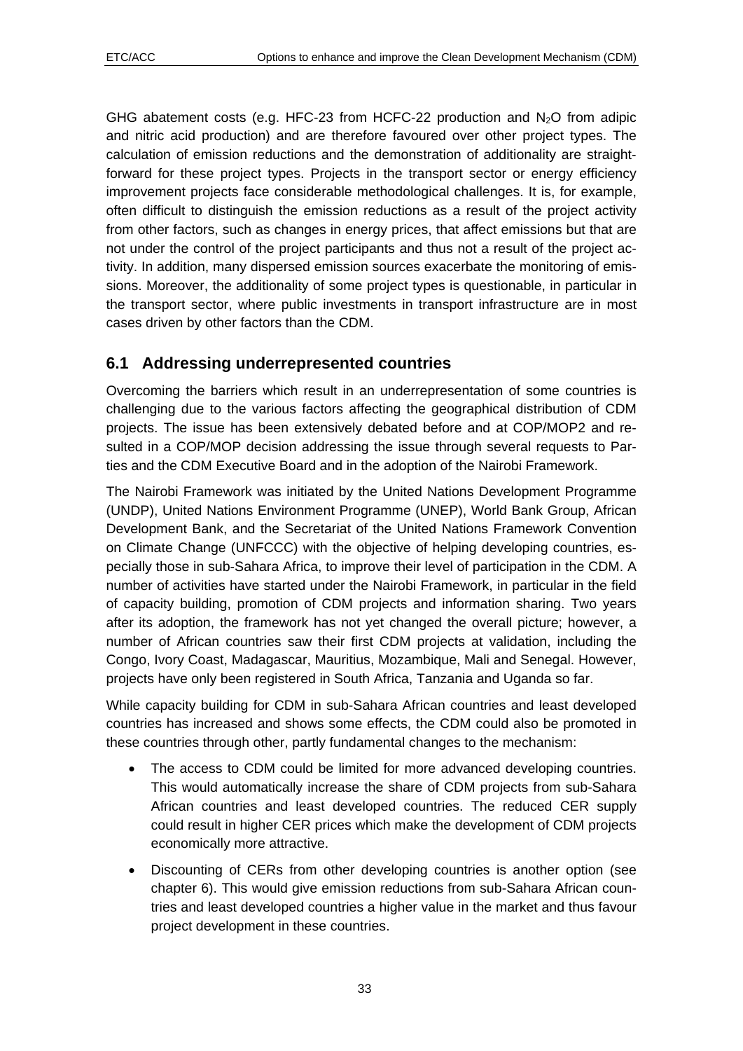GHG abatement costs (e.g. HFC-23 from HCFC-22 production and $N_2O$ from adipic and nitric acid production) and are therefore favoured over other project types. The calculation of emission reductions and the demonstration of additionality are straightforward for these project types. Projects in the transport sector or energy efficiency improvement projects face considerable methodological challenges. It is, for example, often difficult to distinguish the emission reductions as a result of the project activity from other factors, such as changes in energy prices, that affect emissions but that are not under the control of the project participants and thus not a result of the project activity. In addition, many dispersed emission sources exacerbate the monitoring of emissions. Moreover, the additionality of some project types is questionable, in particular in the transport sector, where public investments in transport infrastructure are in most cases driven by other factors than the CDM.

## 6.1 Addressing underrepresented countries

Overcoming the barriers which result in an underrepresentation of some countries is challenging due to the various factors affecting the geographical distribution of CDM projects. The issue has been extensively debated before and at COP/MOP2 and resulted in a COP/MOP decision addressing the issue through several requests to Parties and the CDM Executive Board and in the adoption of the Nairobi Framework.

The Nairobi Framework was initiated by the United Nations Development Programme (UNDP), United Nations Environment Programme (UNEP), World Bank Group, African Development Bank, and the Secretariat of the United Nations Framework Convention on Climate Change (UNFCCC) with the objective of helping developing countries, especially those in sub-Sahara Africa, to improve their level of participation in the CDM. A number of activities have started under the Nairobi Framework, in particular in the field of capacity building, promotion of CDM projects and information sharing. Two years after its adoption, the framework has not yet changed the overall picture; however, a number of African countries saw their first CDM projects at validation, including the Congo, Ivory Coast, Madagascar, Mauritius, Mozambique, Mali and Senegal. However, projects have only been registered in South Africa, Tanzania and Uganda so far.

While capacity building for CDM in sub-Sahara African countries and least developed countries has increased and shows some effects, the CDM could also be promoted in these countries through other, partly fundamental changes to the mechanism:

- The access to CDM could be limited for more advanced developing countries. This would automatically increase the share of CDM projects from sub-Sahara African countries and least developed countries. The reduced CER supply could result in higher CER prices which make the development of CDM projects economically more attractive.
- Discounting of CERs from other developing countries is another option (see chapter 6). This would give emission reductions from sub-Sahara African countries and least developed countries a higher value in the market and thus favour project development in these countries.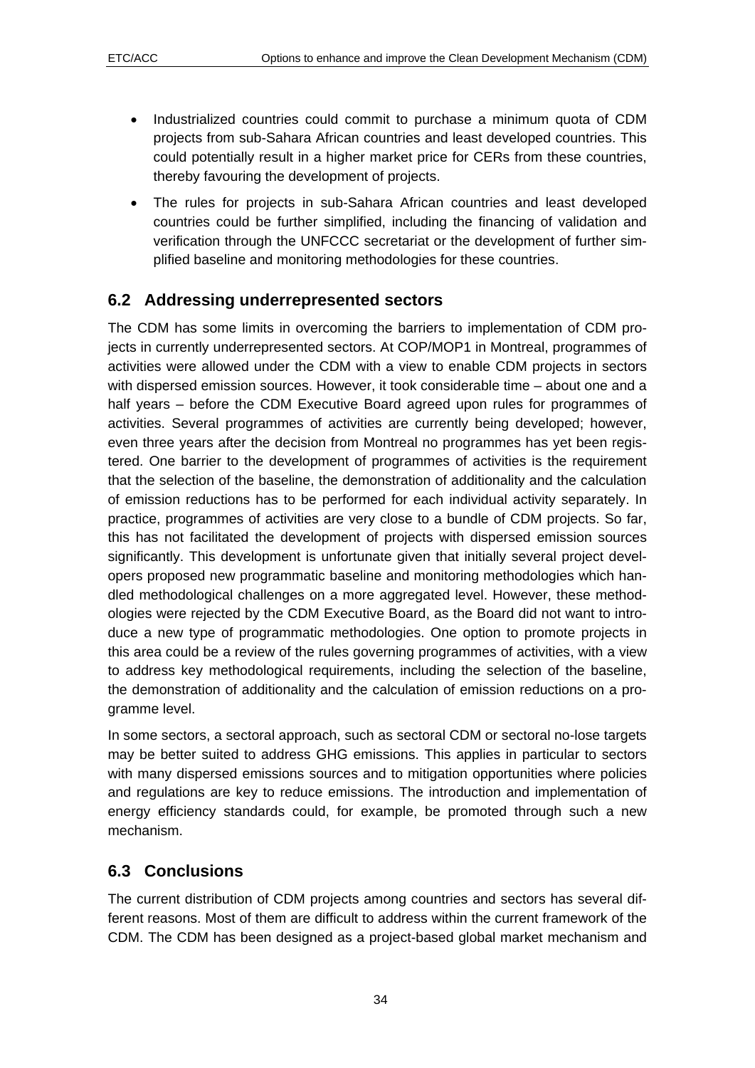- Industrialized countries could commit to purchase a minimum quota of CDM projects from sub-Sahara African countries and least developed countries. This could potentially result in a higher market price for CERs from these countries, thereby favouring the development of projects.
- The rules for projects in sub-Sahara African countries and least developed countries could be further simplified, including the financing of validation and verification through the UNFCCC secretariat or the development of further simplified baseline and monitoring methodologies for these countries.

## 6.2 Addressing underrepresented sectors

The CDM has some limits in overcoming the barriers to implementation of CDM projects in currently underrepresented sectors. At COP/MOP1 in Montreal, programmes of activities were allowed under the CDM with a view to enable CDM projects in sectors with dispersed emission sources. However, it took considerable time – about one and a half years – before the CDM Executive Board agreed upon rules for programmes of activities. Several programmes of activities are currently being developed; however, even three years after the decision from Montreal no programmes has yet been registered. One barrier to the development of programmes of activities is the requirement that the selection of the baseline, the demonstration of additionality and the calculation of emission reductions has to be performed for each individual activity separately. In practice, programmes of activities are very close to a bundle of CDM projects. So far, this has not facilitated the development of projects with dispersed emission sources significantly. This development is unfortunate given that initially several project developers proposed new programmatic baseline and monitoring methodologies which handled methodological challenges on a more aggregated level. However, these methodologies were rejected by the CDM Executive Board, as the Board did not want to introduce a new type of programmatic methodologies. One option to promote projects in this area could be a review of the rules governing programmes of activities, with a view to address key methodological requirements, including the selection of the baseline, the demonstration of additionality and the calculation of emission reductions on a programme level.

In some sectors, a sectoral approach, such as sectoral CDM or sectoral no-lose targets may be better suited to address GHG emissions. This applies in particular to sectors with many dispersed emissions sources and to mitigation opportunities where policies and regulations are key to reduce emissions. The introduction and implementation of energy efficiency standards could, for example, be promoted through such a new mechanism.

## 6.3 Conclusions

The current distribution of CDM projects among countries and sectors has several different reasons. Most of them are difficult to address within the current framework of the CDM. The CDM has been designed as a project-based global market mechanism and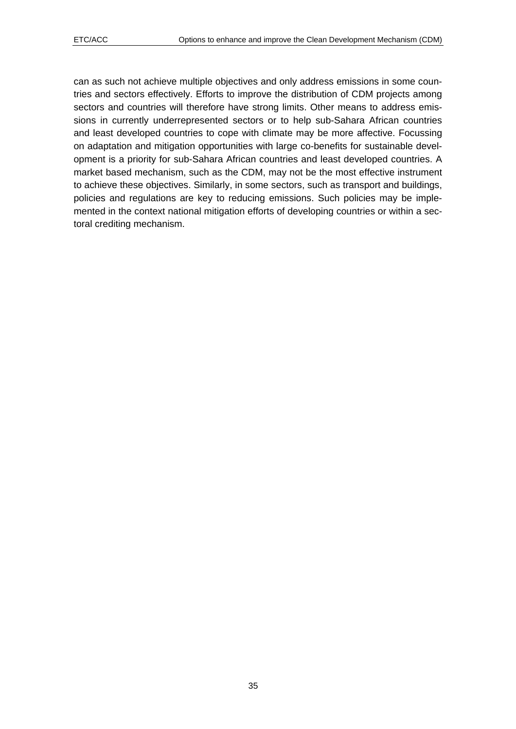can as such not achieve multiple objectives and only address emissions in some countries and sectors effectively. Efforts to improve the distribution of CDM projects among sectors and countries will therefore have strong limits. Other means to address emissions in currently underrepresented sectors or to help sub-Sahara African countries and least developed countries to cope with climate may be more affective. Focussing on adaptation and mitigation opportunities with large co-benefits for sustainable development is a priority for sub-Sahara African countries and least developed countries. A market based mechanism, such as the CDM, may not be the most effective instrument to achieve these objectives. Similarly, in some sectors, such as transport and buildings, policies and regulations are key to reducing emissions. Such policies may be implemented in the context national mitigation efforts of developing countries or within a sectoral crediting mechanism.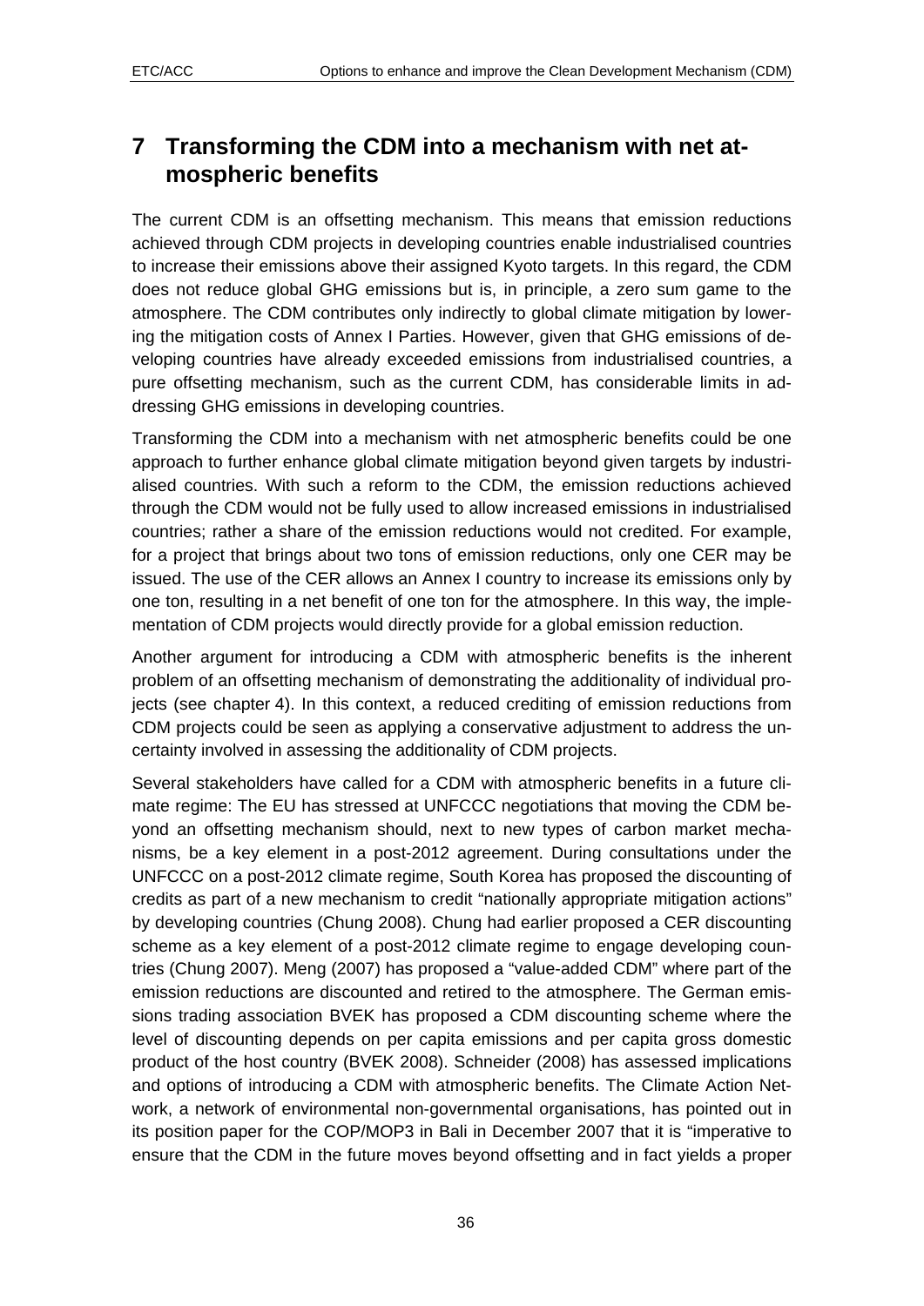# 7 Transforming the CDM into a mechanism with net atmospheric benefits

The current CDM is an offsetting mechanism. This means that emission reductions achieved through CDM projects in developing countries enable industrialised countries to increase their emissions above their assigned Kyoto targets. In this regard, the CDM does not reduce global GHG emissions but is, in principle, a zero sum game to the atmosphere. The CDM contributes only indirectly to global climate mitigation by lowering the mitigation costs of Annex I Parties. However, given that GHG emissions of developing countries have already exceeded emissions from industrialised countries, a pure offsetting mechanism, such as the current CDM, has considerable limits in addressing GHG emissions in developing countries.

Transforming the CDM into a mechanism with net atmospheric benefits could be one approach to further enhance global climate mitigation beyond given targets by industrialised countries. With such a reform to the CDM, the emission reductions achieved through the CDM would not be fully used to allow increased emissions in industrialised countries; rather a share of the emission reductions would not credited. For example, for a project that brings about two tons of emission reductions, only one CER may be issued. The use of the CER allows an Annex I country to increase its emissions only by one ton, resulting in a net benefit of one ton for the atmosphere. In this way, the implementation of CDM projects would directly provide for a global emission reduction.

Another argument for introducing a CDM with atmospheric benefits is the inherent problem of an offsetting mechanism of demonstrating the additionality of individual projects (see chapter 4). In this context, a reduced crediting of emission reductions from CDM projects could be seen as applying a conservative adjustment to address the uncertainty involved in assessing the additionality of CDM projects.

Several stakeholders have called for a CDM with atmospheric benefits in a future climate regime: The EU has stressed at UNFCCC negotiations that moving the CDM beyond an offsetting mechanism should, next to new types of carbon market mechanisms, be a key element in a post-2012 agreement. During consultations under the UNFCCC on a post-2012 climate regime, South Korea has proposed the discounting of credits as part of a new mechanism to credit “nationally appropriate mitigation actions” by developing countries (Chung 2008). Chung had earlier proposed a CER discounting scheme as a key element of a post-2012 climate regime to engage developing countries (Chung 2007). Meng (2007) has proposed a “value-added CDM” where part of the emission reductions are discounted and retired to the atmosphere. The German emissions trading association BVEK has proposed a CDM discounting scheme where the level of discounting depends on per capita emissions and per capita gross domestic product of the host country (BVEK 2008). Schneider (2008) has assessed implications and options of introducing a CDM with atmospheric benefits. The Climate Action Network, a network of environmental non-governmental organisations, has pointed out in its position paper for the COP/MOP3 in Bali in December 2007 that it is “imperative to ensure that the CDM in the future moves beyond offsetting and in fact yields a proper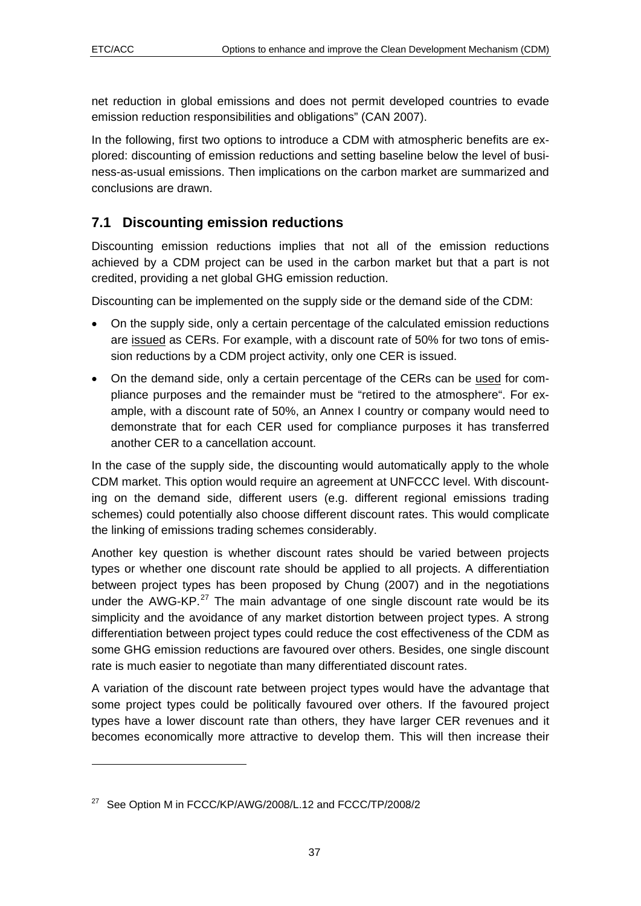net reduction in global emissions and does not permit developed countries to evade emission reduction responsibilities and obligations" (CAN 2007).

In the following, first two options to introduce a CDM with atmospheric benefits are explored: discounting of emission reductions and setting baseline below the level of business-as-usual emissions. Then implications on the carbon market are summarized and conclusions are drawn.

## 7.1 Discounting emission reductions

Discounting emission reductions implies that not all of the emission reductions achieved by a CDM project can be used in the carbon market but that a part is not credited, providing a net global GHG emission reduction.

Discounting can be implemented on the supply side or the demand side of the CDM:

- On the supply side, only a certain percentage of the calculated emission reductions are <u>issued</u> as CERs. For example, with a discount rate of 50% for two tons of emission reductions by a CDM project activity, only one CER is issued.
- On the demand side, only a certain percentage of the CERs can be <u>used</u> for compliance purposes and the remainder must be "retired to the atmosphere". For example, with a discount rate of 50%, an Annex I country or company would need to demonstrate that for each CER used for compliance purposes it has transferred another CER to a cancellation account.

In the case of the supply side, the discounting would automatically apply to the whole CDM market. This option would require an agreement at UNFCCC level. With discounting on the demand side, different users (e.g. different regional emissions trading schemes) could potentially also choose different discount rates. This would complicate the linking of emissions trading schemes considerably.

Another key question is whether discount rates should be varied between projects types or whether one discount rate should be applied to all projects. A differentiation between project types has been proposed by Chung (2007) and in the negotiations under the AWG-KP.[27] The main advantage of one single discount rate would be its simplicity and the avoidance of any market distortion between project types. A strong differentiation between project types could reduce the cost effectiveness of the CDM as some GHG emission reductions are favoured over others. Besides, one single discount rate is much easier to negotiate than many differentiated discount rates.

A variation of the discount rate between project types would have the advantage that some project types could be politically favoured over others. If the favoured project types have a lower discount rate than others, they have larger CER revenues and it becomes economically more attractive to develop them. This will then increase their

[27] See Option M in FCCC/KP/AWG/2008/L.12 and FCCC/TP/2008/2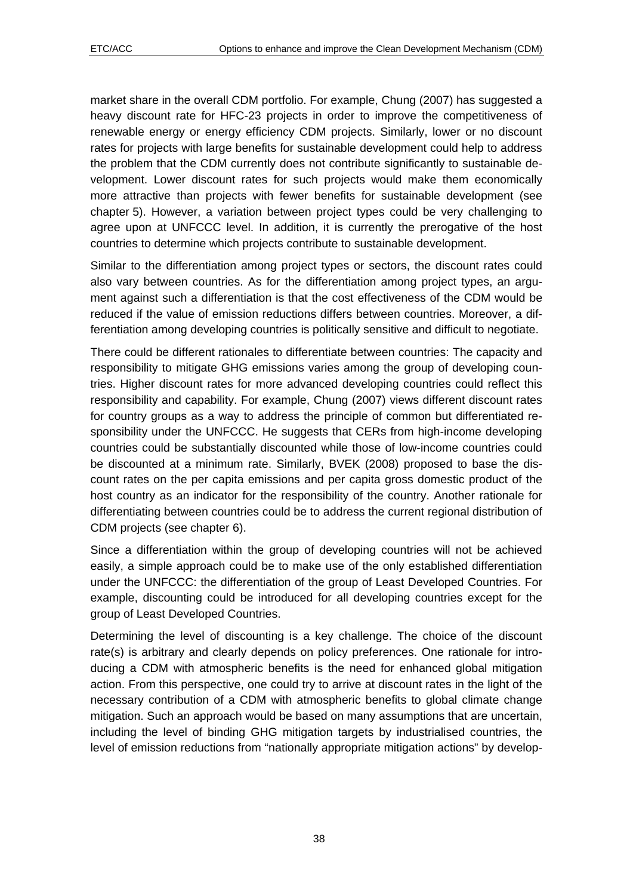market share in the overall CDM portfolio. For example, Chung (2007) has suggested a heavy discount rate for HFC-23 projects in order to improve the competitiveness of renewable energy or energy efficiency CDM projects. Similarly, lower or no discount rates for projects with large benefits for sustainable development could help to address the problem that the CDM currently does not contribute significantly to sustainable development. Lower discount rates for such projects would make them economically more attractive than projects with fewer benefits for sustainable development (see chapter 5). However, a variation between project types could be very challenging to agree upon at UNFCCC level. In addition, it is currently the prerogative of the host countries to determine which projects contribute to sustainable development.

Similar to the differentiation among project types or sectors, the discount rates could also vary between countries. As for the differentiation among project types, an argument against such a differentiation is that the cost effectiveness of the CDM would be reduced if the value of emission reductions differs between countries. Moreover, a differentiation among developing countries is politically sensitive and difficult to negotiate.

There could be different rationales to differentiate between countries: The capacity and responsibility to mitigate GHG emissions varies among the group of developing countries. Higher discount rates for more advanced developing countries could reflect this responsibility and capability. For example, Chung (2007) views different discount rates for country groups as a way to address the principle of common but differentiated responsibility under the UNFCCC. He suggests that CERs from high-income developing countries could be substantially discounted while those of low-income countries could be discounted at a minimum rate. Similarly, BVEK (2008) proposed to base the discount rates on the per capita emissions and per capita gross domestic product of the host country as an indicator for the responsibility of the country. Another rationale for differentiating between countries could be to address the current regional distribution of CDM projects (see chapter 6).

Since a differentiation within the group of developing countries will not be achieved easily, a simple approach could be to make use of the only established differentiation under the UNFCCC: the differentiation of the group of Least Developed Countries. For example, discounting could be introduced for all developing countries except for the group of Least Developed Countries.

Determining the level of discounting is a key challenge. The choice of the discount rate(s) is arbitrary and clearly depends on policy preferences. One rationale for introducing a CDM with atmospheric benefits is the need for enhanced global mitigation action. From this perspective, one could try to arrive at discount rates in the light of the necessary contribution of a CDM with atmospheric benefits to global climate change mitigation. Such an approach would be based on many assumptions that are uncertain, including the level of binding GHG mitigation targets by industrialised countries, the level of emission reductions from "nationally appropriate mitigation actions" by develop-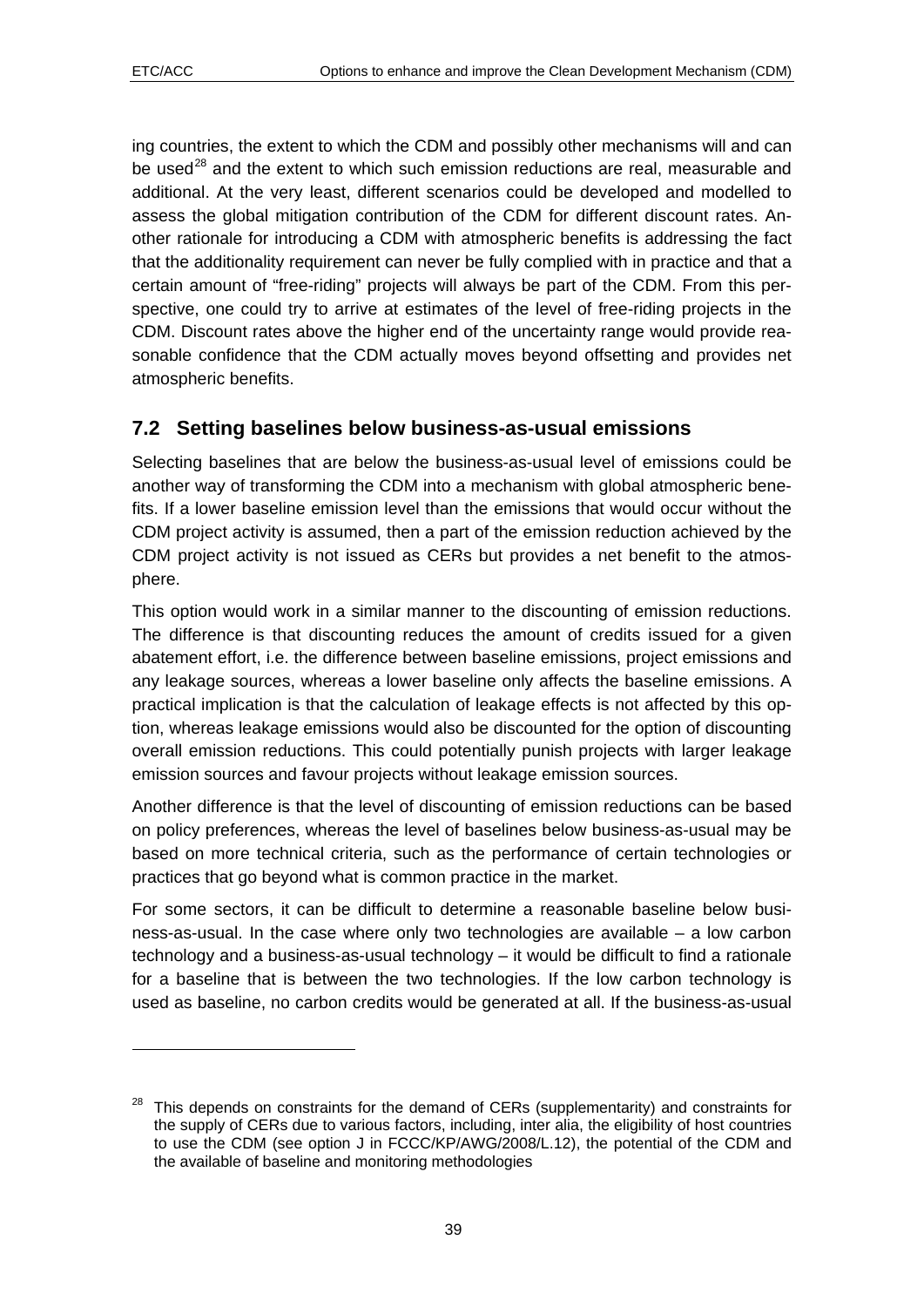ing countries, the extent to which the CDM and possibly other mechanisms will and can be used[28] and the extent to which such emission reductions are real, measurable and additional. At the very least, different scenarios could be developed and modelled to assess the global mitigation contribution of the CDM for different discount rates. Another rationale for introducing a CDM with atmospheric benefits is addressing the fact that the additionality requirement can never be fully complied with in practice and that a certain amount of "free-riding" projects will always be part of the CDM. From this perspective, one could try to arrive at estimates of the level of free-riding projects in the CDM. Discount rates above the higher end of the uncertainty range would provide reasonable confidence that the CDM actually moves beyond offsetting and provides net atmospheric benefits.

## 7.2 Setting baselines below business-as-usual emissions

Selecting baselines that are below the business-as-usual level of emissions could be another way of transforming the CDM into a mechanism with global atmospheric benefits. If a lower baseline emission level than the emissions that would occur without the CDM project activity is assumed, then a part of the emission reduction achieved by the CDM project activity is not issued as CERs but provides a net benefit to the atmosphere.

This option would work in a similar manner to the discounting of emission reductions. The difference is that discounting reduces the amount of credits issued for a given abatement effort, i.e. the difference between baseline emissions, project emissions and any leakage sources, whereas a lower baseline only affects the baseline emissions. A practical implication is that the calculation of leakage effects is not affected by this option, whereas leakage emissions would also be discounted for the option of discounting overall emission reductions. This could potentially punish projects with larger leakage emission sources and favour projects without leakage emission sources.

Another difference is that the level of discounting of emission reductions can be based on policy preferences, whereas the level of baselines below business-as-usual may be based on more technical criteria, such as the performance of certain technologies or practices that go beyond what is common practice in the market.

For some sectors, it can be difficult to determine a reasonable baseline below business-as-usual. In the case where only two technologies are available – a low carbon technology and a business-as-usual technology – it would be difficult to find a rationale for a baseline that is between the two technologies. If the low carbon technology is used as baseline, no carbon credits would be generated at all. If the business-as-usual

[28] This depends on constraints for the demand of CERs (supplementarity) and constraints for the supply of CERs due to various factors, including, inter alia, the eligibility of host countries to use the CDM (see option J in FCCC/KP/AWG/2008/L.12), the potential of the CDM and the available of baseline and monitoring methodologies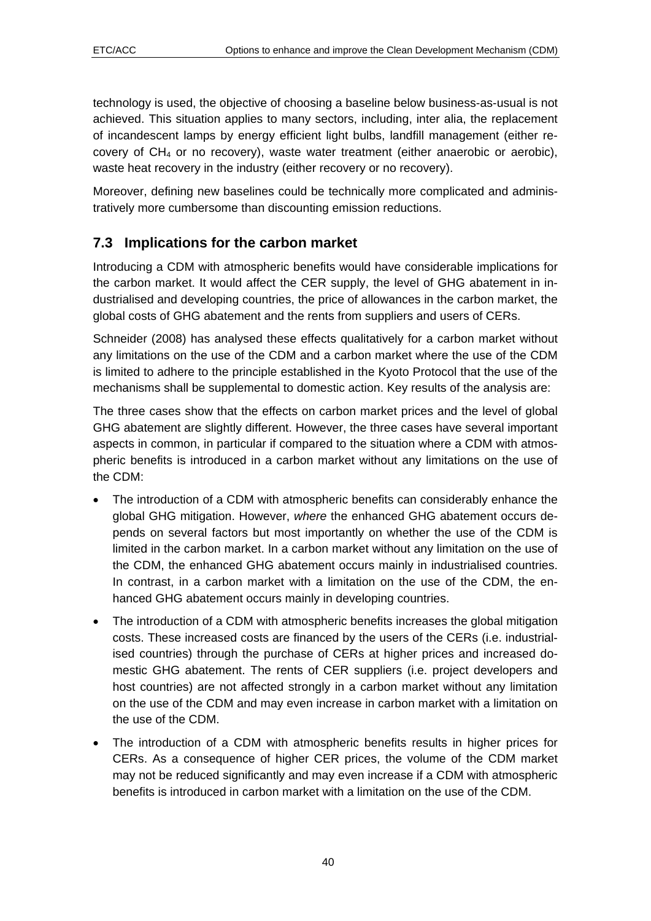technology is used, the objective of choosing a baseline below business-as-usual is not achieved. This situation applies to many sectors, including, inter alia, the replacement of incandescent lamps by energy efficient light bulbs, landfill management (either recovery of $CH_4$ or no recovery), waste water treatment (either anaerobic or aerobic), waste heat recovery in the industry (either recovery or no recovery).

Moreover, defining new baselines could be technically more complicated and administratively more cumbersome than discounting emission reductions.

## 7.3 Implications for the carbon market

Introducing a CDM with atmospheric benefits would have considerable implications for the carbon market. It would affect the CER supply, the level of GHG abatement in industrialised and developing countries, the price of allowances in the carbon market, the global costs of GHG abatement and the rents from suppliers and users of CERs.

Schneider (2008) has analysed these effects qualitatively for a carbon market without any limitations on the use of the CDM and a carbon market where the use of the CDM is limited to adhere to the principle established in the Kyoto Protocol that the use of the mechanisms shall be supplemental to domestic action. Key results of the analysis are:

The three cases show that the effects on carbon market prices and the level of global GHG abatement are slightly different. However, the three cases have several important aspects in common, in particular if compared to the situation where a CDM with atmospheric benefits is introduced in a carbon market without any limitations on the use of the CDM:

- The introduction of a CDM with atmospheric benefits can considerably enhance the global GHG mitigation. However, *where* the enhanced GHG abatement occurs depends on several factors but most importantly on whether the use of the CDM is limited in the carbon market. In a carbon market without any limitation on the use of the CDM, the enhanced GHG abatement occurs mainly in industrialised countries. In contrast, in a carbon market with a limitation on the use of the CDM, the enhanced GHG abatement occurs mainly in developing countries.
- The introduction of a CDM with atmospheric benefits increases the global mitigation costs. These increased costs are financed by the users of the CERs (i.e. industrialised countries) through the purchase of CERs at higher prices and increased domestic GHG abatement. The rents of CER suppliers (i.e. project developers and host countries) are not affected strongly in a carbon market without any limitation on the use of the CDM and may even increase in carbon market with a limitation on the use of the CDM.
- The introduction of a CDM with atmospheric benefits results in higher prices for CERs. As a consequence of higher CER prices, the volume of the CDM market may not be reduced significantly and may even increase if a CDM with atmospheric benefits is introduced in carbon market with a limitation on the use of the CDM.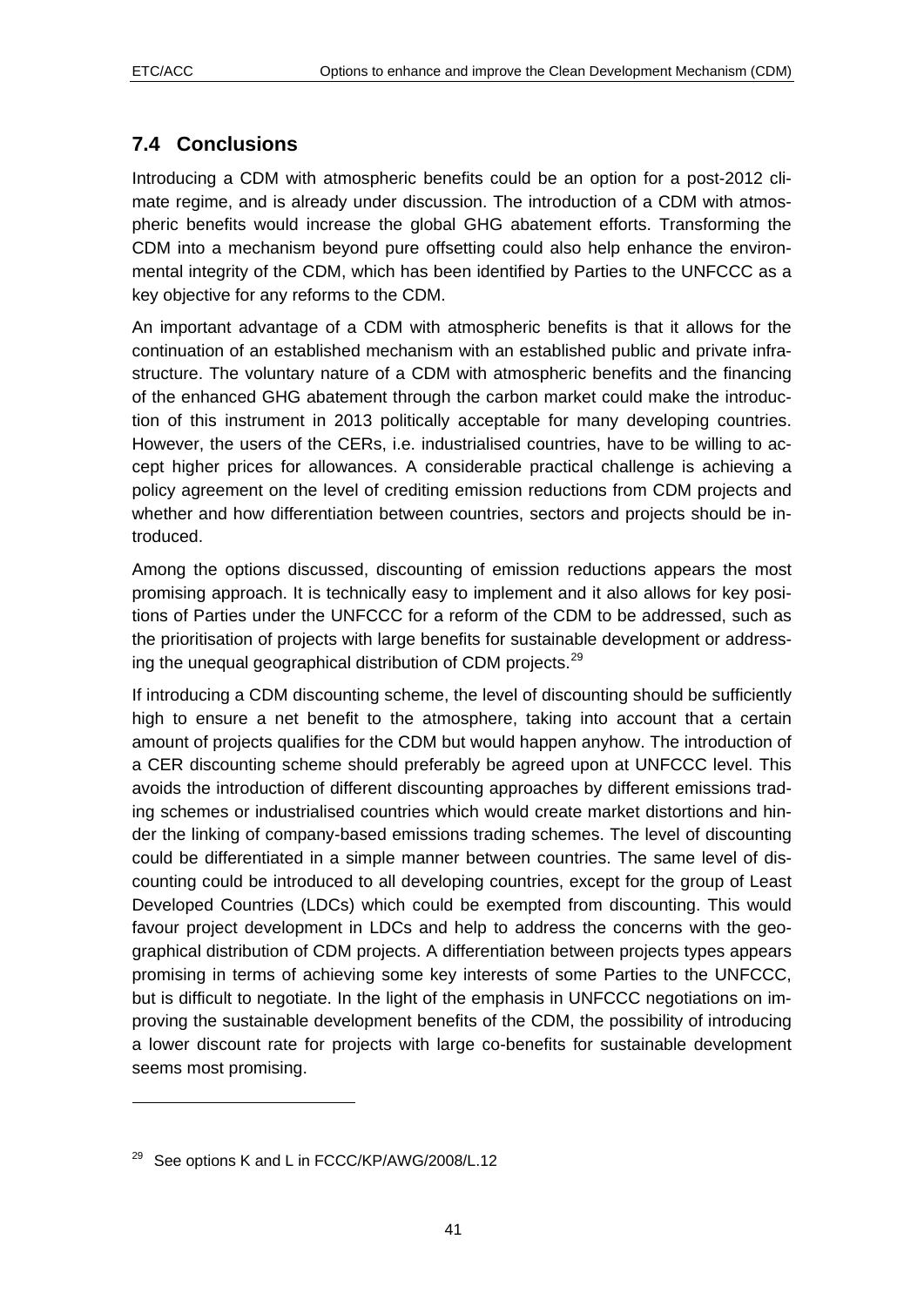## 7.4 Conclusions

Introducing a CDM with atmospheric benefits could be an option for a post-2012 climate regime, and is already under discussion. The introduction of a CDM with atmospheric benefits would increase the global GHG abatement efforts. Transforming the CDM into a mechanism beyond pure offsetting could also help enhance the environmental integrity of the CDM, which has been identified by Parties to the UNFCCC as a key objective for any reforms to the CDM.

An important advantage of a CDM with atmospheric benefits is that it allows for the continuation of an established mechanism with an established public and private infrastructure. The voluntary nature of a CDM with atmospheric benefits and the financing of the enhanced GHG abatement through the carbon market could make the introduction of this instrument in 2013 politically acceptable for many developing countries. However, the users of the CERs, i.e. industrialised countries, have to be willing to accept higher prices for allowances. A considerable practical challenge is achieving a policy agreement on the level of crediting emission reductions from CDM projects and whether and how differentiation between countries, sectors and projects should be introduced.

Among the options discussed, discounting of emission reductions appears the most promising approach. It is technically easy to implement and it also allows for key positions of Parties under the UNFCCC for a reform of the CDM to be addressed, such as the prioritisation of projects with large benefits for sustainable development or addressing the unequal geographical distribution of CDM projects.[29]

If introducing a CDM discounting scheme, the level of discounting should be sufficiently high to ensure a net benefit to the atmosphere, taking into account that a certain amount of projects qualifies for the CDM but would happen anyhow. The introduction of a CER discounting scheme should preferably be agreed upon at UNFCCC level. This avoids the introduction of different discounting approaches by different emissions trading schemes or industrialised countries which would create market distortions and hinder the linking of company-based emissions trading schemes. The level of discounting could be differentiated in a simple manner between countries. The same level of discounting could be introduced to all developing countries, except for the group of Least Developed Countries (LDCs) which could be exempted from discounting. This would favour project development in LDCs and help to address the concerns with the geographical distribution of CDM projects. A differentiation between projects types appears promising in terms of achieving some key interests of some Parties to the UNFCCC, but is difficult to negotiate. In the light of the emphasis in UNFCCC negotiations on improving the sustainable development benefits of the CDM, the possibility of introducing a lower discount rate for projects with large co-benefits for sustainable development seems most promising.

---

[29] See options K and L in FCCC/KP/AWG/2008/L.12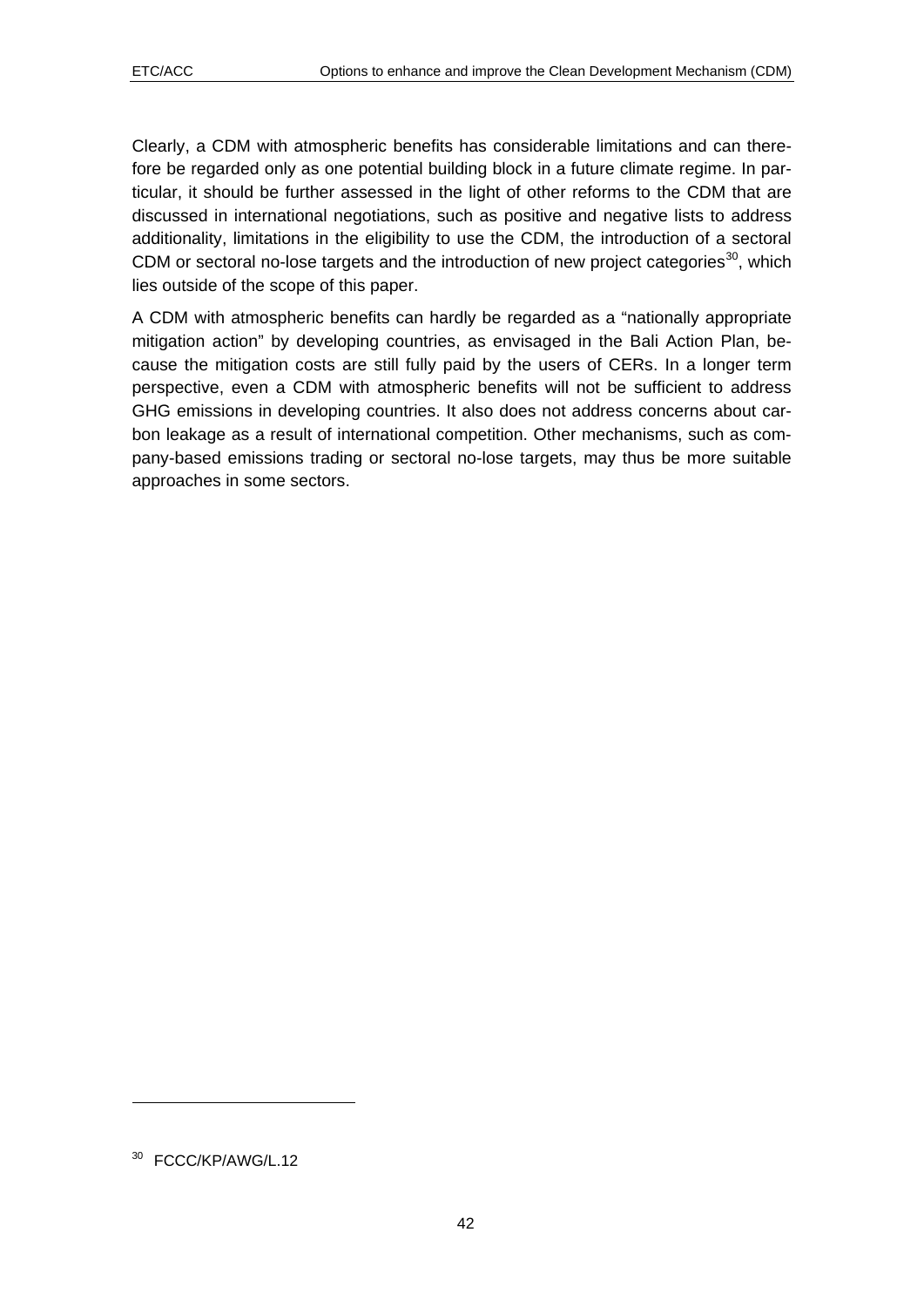Clearly, a CDM with atmospheric benefits has considerable limitations and can therefore be regarded only as one potential building block in a future climate regime. In particular, it should be further assessed in the light of other reforms to the CDM that are discussed in international negotiations, such as positive and negative lists to address additionality, limitations in the eligibility to use the CDM, the introduction of a sectoral CDM or sectoral no-lose targets and the introduction of new project categories[30], which lies outside of the scope of this paper.

A CDM with atmospheric benefits can hardly be regarded as a "nationally appropriate mitigation action" by developing countries, as envisaged in the Bali Action Plan, because the mitigation costs are still fully paid by the users of CERs. In a longer term perspective, even a CDM with atmospheric benefits will not be sufficient to address GHG emissions in developing countries. It also does not address concerns about carbon leakage as a result of international competition. Other mechanisms, such as company-based emissions trading or sectoral no-lose targets, may thus be more suitable approaches in some sectors.

---

[30] FCCC/KP/AWG/L.12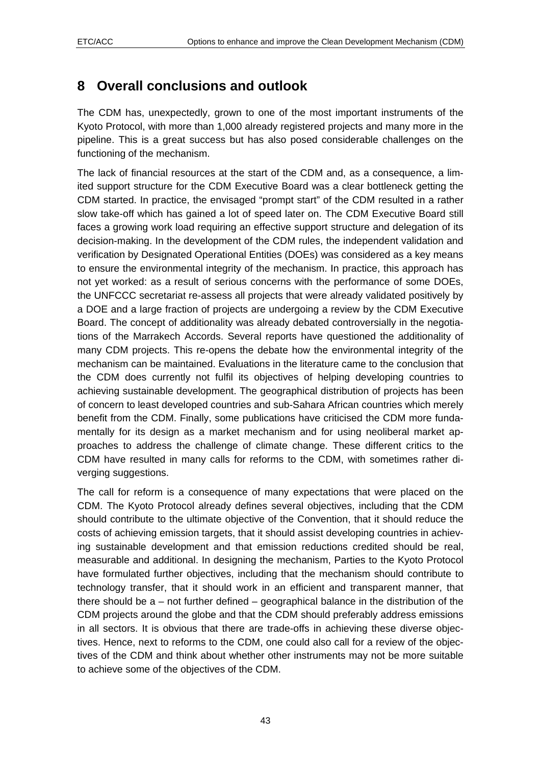# 8 Overall conclusions and outlook

The CDM has, unexpectedly, grown to one of the most important instruments of the Kyoto Protocol, with more than 1,000 already registered projects and many more in the pipeline. This is a great success but has also posed considerable challenges on the functioning of the mechanism.

The lack of financial resources at the start of the CDM and, as a consequence, a limited support structure for the CDM Executive Board was a clear bottleneck getting the CDM started. In practice, the envisaged "prompt start" of the CDM resulted in a rather slow take-off which has gained a lot of speed later on. The CDM Executive Board still faces a growing work load requiring an effective support structure and delegation of its decision-making. In the development of the CDM rules, the independent validation and verification by Designated Operational Entities (DOEs) was considered as a key means to ensure the environmental integrity of the mechanism. In practice, this approach has not yet worked: as a result of serious concerns with the performance of some DOEs, the UNFCCC secretariat re-assess all projects that were already validated positively by a DOE and a large fraction of projects are undergoing a review by the CDM Executive Board. The concept of additionality was already debated controversially in the negotiations of the Marrakech Accords. Several reports have questioned the additionality of many CDM projects. This re-opens the debate how the environmental integrity of the mechanism can be maintained. Evaluations in the literature came to the conclusion that the CDM does currently not fulfil its objectives of helping developing countries to achieving sustainable development. The geographical distribution of projects has been of concern to least developed countries and sub-Sahara African countries which merely benefit from the CDM. Finally, some publications have criticised the CDM more fundamentally for its design as a market mechanism and for using neoliberal market approaches to address the challenge of climate change. These different critics to the CDM have resulted in many calls for reforms to the CDM, with sometimes rather diverging suggestions.

The call for reform is a consequence of many expectations that were placed on the CDM. The Kyoto Protocol already defines several objectives, including that the CDM should contribute to the ultimate objective of the Convention, that it should reduce the costs of achieving emission targets, that it should assist developing countries in achieving sustainable development and that emission reductions credited should be real, measurable and additional. In designing the mechanism, Parties to the Kyoto Protocol have formulated further objectives, including that the mechanism should contribute to technology transfer, that it should work in an efficient and transparent manner, that there should be a – not further defined – geographical balance in the distribution of the CDM projects around the globe and that the CDM should preferably address emissions in all sectors. It is obvious that there are trade-offs in achieving these diverse objectives. Hence, next to reforms to the CDM, one could also call for a review of the objectives of the CDM and think about whether other instruments may not be more suitable to achieve some of the objectives of the CDM.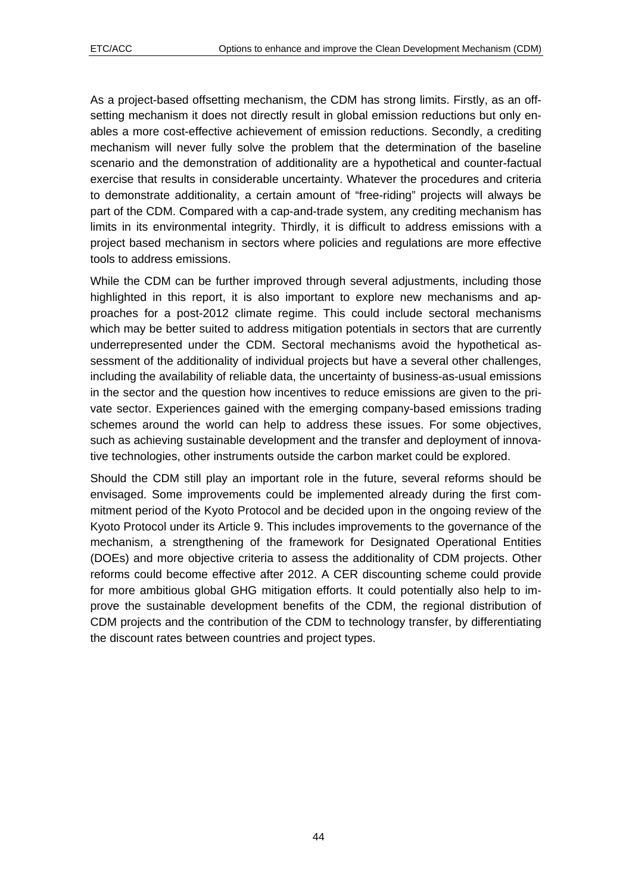As a project-based offsetting mechanism, the CDM has strong limits. Firstly, as an offsetting mechanism it does not directly result in global emission reductions but only enables a more cost-effective achievement of emission reductions. Secondly, a crediting mechanism will never fully solve the problem that the determination of the baseline scenario and the demonstration of additionality are a hypothetical and counter-factual exercise that results in considerable uncertainty. Whatever the procedures and criteria to demonstrate additionality, a certain amount of "free-riding" projects will always be part of the CDM. Compared with a cap-and-trade system, any crediting mechanism has limits in its environmental integrity. Thirdly, it is difficult to address emissions with a project based mechanism in sectors where policies and regulations are more effective tools to address emissions.

While the CDM can be further improved through several adjustments, including those highlighted in this report, it is also important to explore new mechanisms and approaches for a post-2012 climate regime. This could include sectoral mechanisms which may be better suited to address mitigation potentials in sectors that are currently underrepresented under the CDM. Sectoral mechanisms avoid the hypothetical assessment of the additionality of individual projects but have a several other challenges, including the availability of reliable data, the uncertainty of business-as-usual emissions in the sector and the question how incentives to reduce emissions are given to the private sector. Experiences gained with the emerging company-based emissions trading schemes around the world can help to address these issues. For some objectives, such as achieving sustainable development and the transfer and deployment of innovative technologies, other instruments outside the carbon market could be explored.

Should the CDM still play an important role in the future, several reforms should be envisaged. Some improvements could be implemented already during the first commitment period of the Kyoto Protocol and be decided upon in the ongoing review of the Kyoto Protocol under its Article 9. This includes improvements to the governance of the mechanism, a strengthening of the framework for Designated Operational Entities (DOEs) and more objective criteria to assess the additionality of CDM projects. Other reforms could become effective after 2012. A CER discounting scheme could provide for more ambitious global GHG mitigation efforts. It could potentially also help to improve the sustainable development benefits of the CDM, the regional distribution of CDM projects and the contribution of the CDM to technology transfer, by differentiating the discount rates between countries and project types.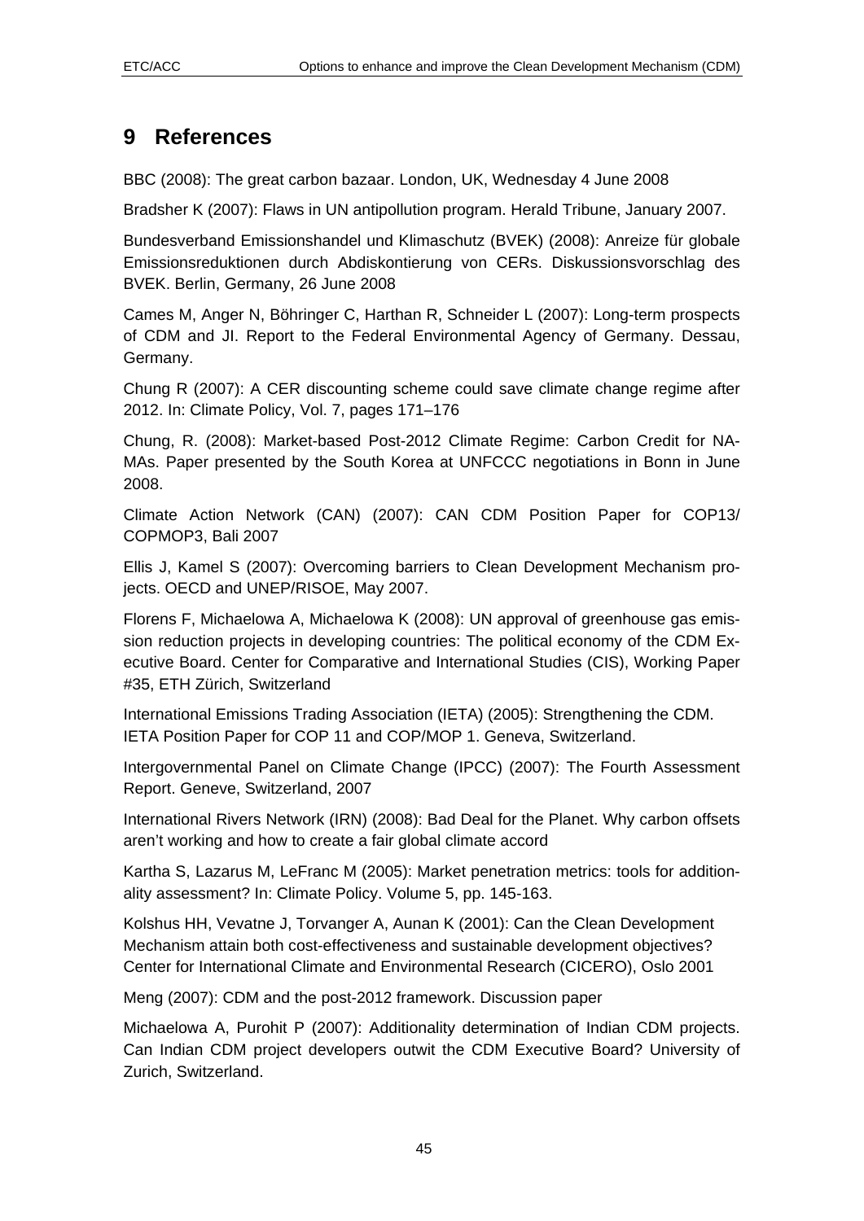# 9 References

BBC (2008): The great carbon bazaar. London, UK, Wednesday 4 June 2008

Bradsher K (2007): Flaws in UN antipollution program. Herald Tribune, January 2007.

Bundesverband Emissionshandel und Klimaschutz (BVEK) (2008): Anreize für globale Emissionsreduktionen durch Abdiskontierung von CERs. Diskussionsvorschlag des BVEK. Berlin, Germany, 26 June 2008

Cames M, Anger N, Böhringer C, Harthan R, Schneider L (2007): Long-term prospects of CDM and JI. Report to the Federal Environmental Agency of Germany. Dessau, Germany.

Chung R (2007): A CER discounting scheme could save climate change regime after 2012. In: Climate Policy, Vol. 7, pages 171–176

Chung, R. (2008): Market-based Post-2012 Climate Regime: Carbon Credit for NA-MAs. Paper presented by the South Korea at UNFCCC negotiations in Bonn in June 2008.

Climate Action Network (CAN) (2007): CAN CDM Position Paper for COP13/ COPMOP3, Bali 2007

Ellis J, Kamel S (2007): Overcoming barriers to Clean Development Mechanism projects. OECD and UNEP/RISOE, May 2007.

Florens F, Michaelowa A, Michaelowa K (2008): UN approval of greenhouse gas emission reduction projects in developing countries: The political economy of the CDM Executive Board. Center for Comparative and International Studies (CIS), Working Paper #35, ETH Zürich, Switzerland

International Emissions Trading Association (IETA) (2005): Strengthening the CDM. IETA Position Paper for COP 11 and COP/MOP 1. Geneva, Switzerland.

Intergovernmental Panel on Climate Change (IPCC) (2007): The Fourth Assessment Report. Geneve, Switzerland, 2007

International Rivers Network (IRN) (2008): Bad Deal for the Planet. Why carbon offsets aren't working and how to create a fair global climate accord

Kartha S, Lazarus M, LeFranc M (2005): Market penetration metrics: tools for additionality assessment? In: Climate Policy. Volume 5, pp. 145-163.

Kolshus HH, Vevatne J, Torvanger A, Aunan K (2001): Can the Clean Development Mechanism attain both cost-effectiveness and sustainable development objectives? Center for International Climate and Environmental Research (CICERO), Oslo 2001

Meng (2007): CDM and the post-2012 framework. Discussion paper

Michaelowa A, Purohit P (2007): Additionality determination of Indian CDM projects. Can Indian CDM project developers outwit the CDM Executive Board? University of Zurich, Switzerland.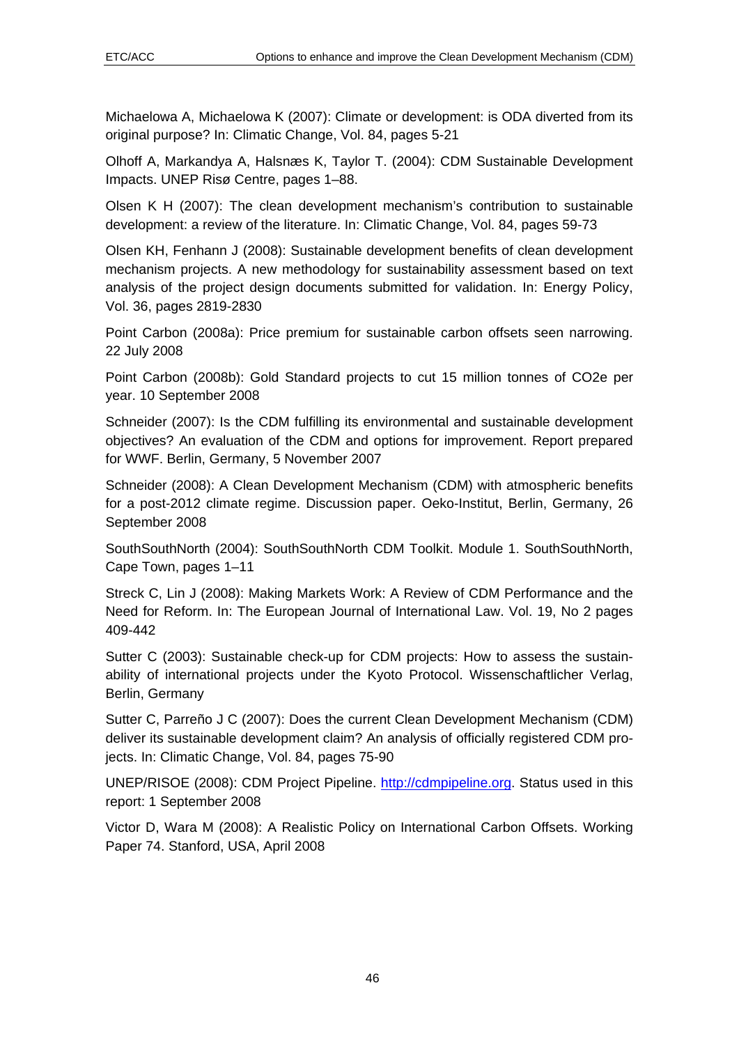Michaelowa A, Michaelowa K (2007): Climate or development: is ODA diverted from its original purpose? In: Climatic Change, Vol. 84, pages 5-21

Olhoff A, Markandya A, Halsnæs K, Taylor T. (2004): CDM Sustainable Development Impacts. UNEP Risø Centre, pages 1–88.

Olsen K H (2007): The clean development mechanism's contribution to sustainable development: a review of the literature. In: Climatic Change, Vol. 84, pages 59-73

Olsen KH, Fenhann J (2008): Sustainable development benefits of clean development mechanism projects. A new methodology for sustainability assessment based on text analysis of the project design documents submitted for validation. In: Energy Policy, Vol. 36, pages 2819-2830

Point Carbon (2008a): Price premium for sustainable carbon offsets seen narrowing. 22 July 2008

Point Carbon (2008b): Gold Standard projects to cut 15 million tonnes of CO2e per year. 10 September 2008

Schneider (2007): Is the CDM fulfilling its environmental and sustainable development objectives? An evaluation of the CDM and options for improvement. Report prepared for WWF. Berlin, Germany, 5 November 2007

Schneider (2008): A Clean Development Mechanism (CDM) with atmospheric benefits for a post-2012 climate regime. Discussion paper. Oeko-Institut, Berlin, Germany, 26 September 2008

SouthSouthNorth (2004): SouthSouthNorth CDM Toolkit. Module 1. SouthSouthNorth, Cape Town, pages 1–11

Streck C, Lin J (2008): Making Markets Work: A Review of CDM Performance and the Need for Reform. In: The European Journal of International Law. Vol. 19, No 2 pages 409-442

Sutter C (2003): Sustainable check-up for CDM projects: How to assess the sustainability of international projects under the Kyoto Protocol. Wissenschaftlicher Verlag, Berlin, Germany

Sutter C, Parreño J C (2007): Does the current Clean Development Mechanism (CDM) deliver its sustainable development claim? An analysis of officially registered CDM projects. In: Climatic Change, Vol. 84, pages 75-90

UNEP/RISOE (2008): CDM Project Pipeline. http://cdmpipeline.org. Status used in this report: 1 September 2008

Victor D, Wara M (2008): A Realistic Policy on International Carbon Offsets. Working Paper 74. Stanford, USA, April 2008